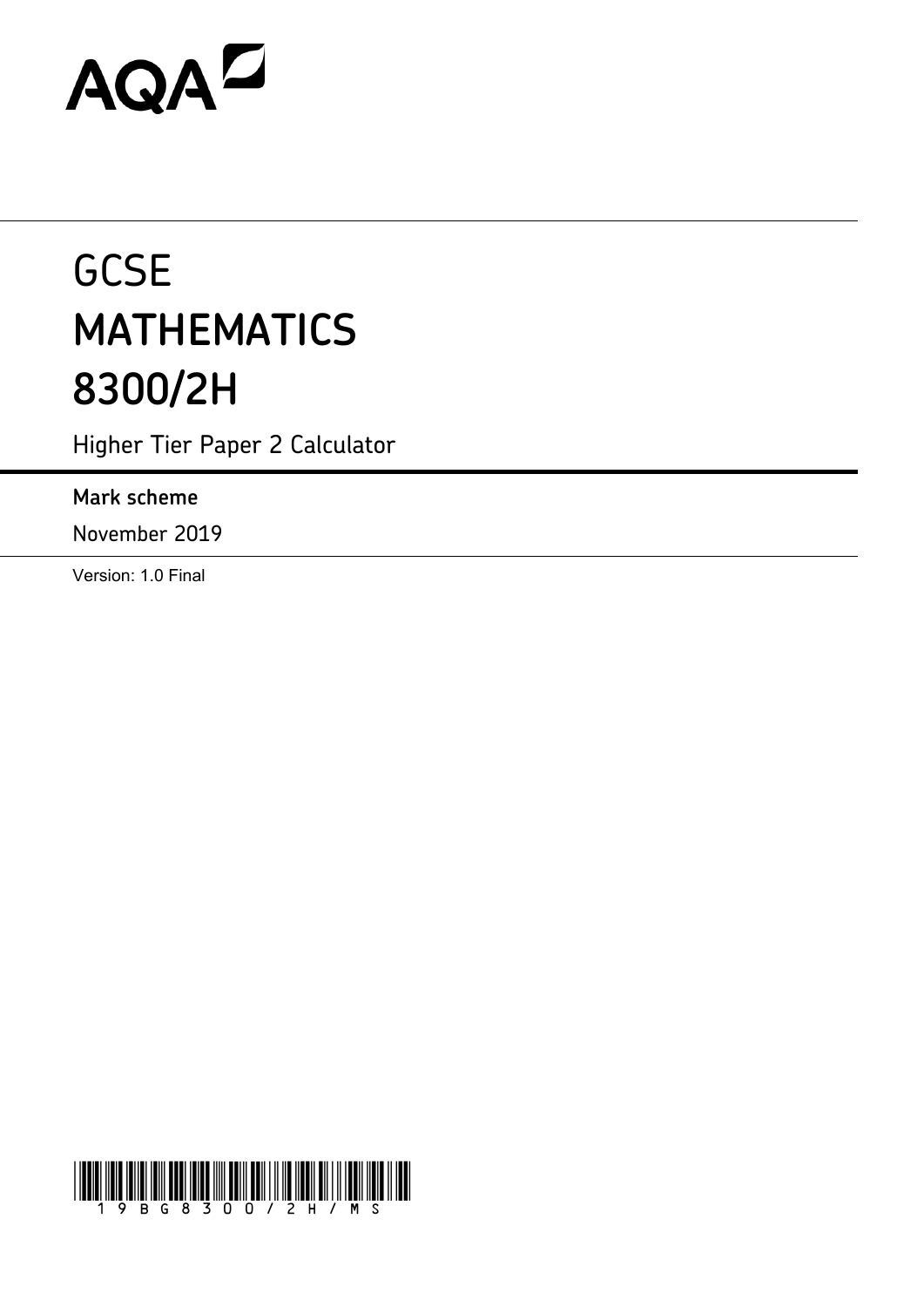AQA

# GCSE
# MATHEMATICS
# 8300/2H

Higher Tier Paper 2 Calculator

**Mark scheme**

November 2019

Version: 1.0 Final

19BG8300/2H/MS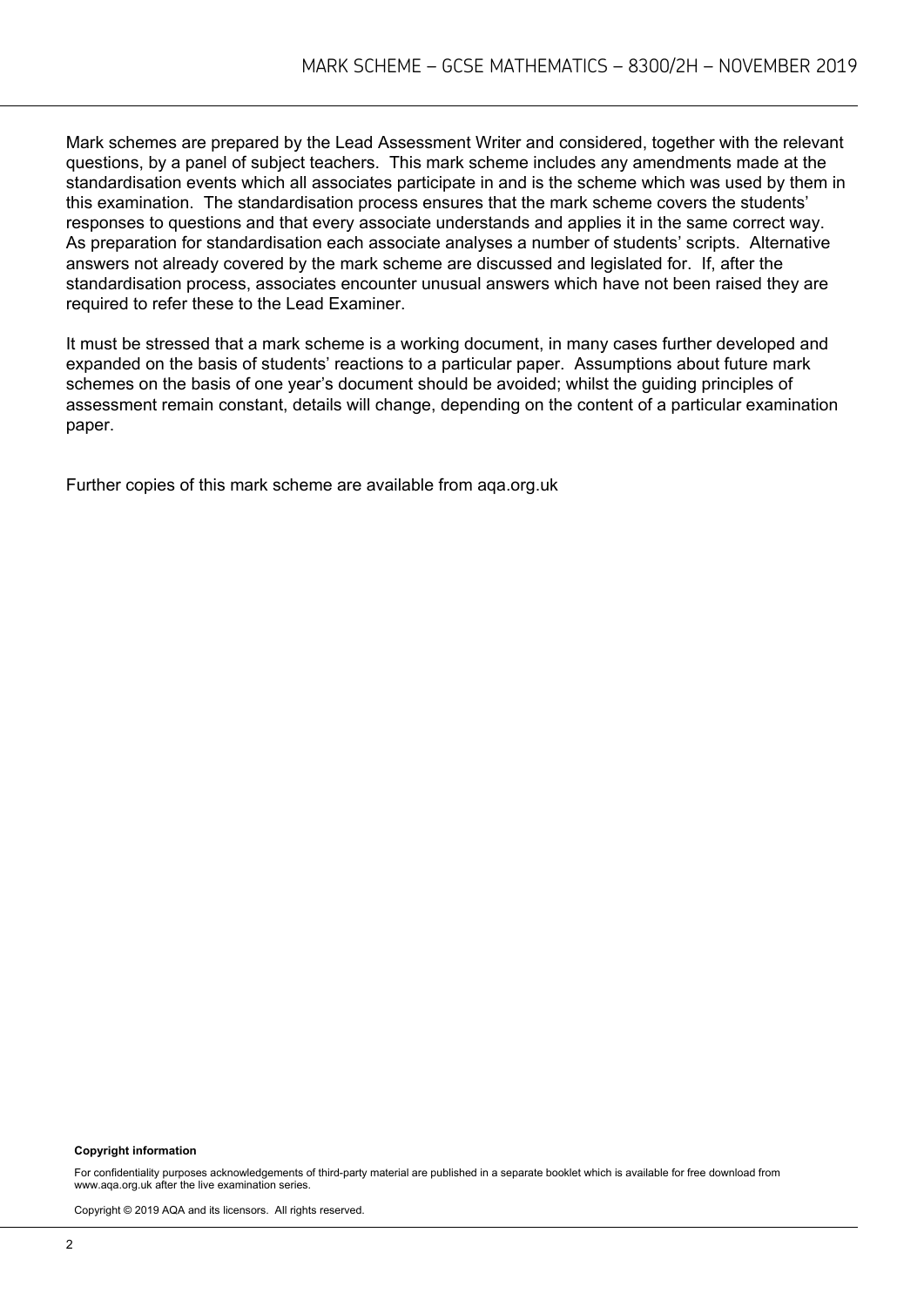Mark schemes are prepared by the Lead Assessment Writer and considered, together with the relevant questions, by a panel of subject teachers. This mark scheme includes any amendments made at the standardisation events which all associates participate in and is the scheme which was used by them in this examination. The standardisation process ensures that the mark scheme covers the students' responses to questions and that every associate understands and applies it in the same correct way. As preparation for standardisation each associate analyses a number of students' scripts. Alternative answers not already covered by the mark scheme are discussed and legislated for. If, after the standardisation process, associates encounter unusual answers which have not been raised they are required to refer these to the Lead Examiner.

It must be stressed that a mark scheme is a working document, in many cases further developed and expanded on the basis of students' reactions to a particular paper. Assumptions about future mark schemes on the basis of one year's document should be avoided; whilst the guiding principles of assessment remain constant, details will change, depending on the content of a particular examination paper.

Further copies of this mark scheme are available from aqa.org.uk

**Copyright information**

For confidentiality purposes acknowledgements of third-party material are published in a separate booklet which is available for free download from www.aqa.org.uk after the live examination series.

Copyright © 2019 AQA and its licensors. All rights reserved.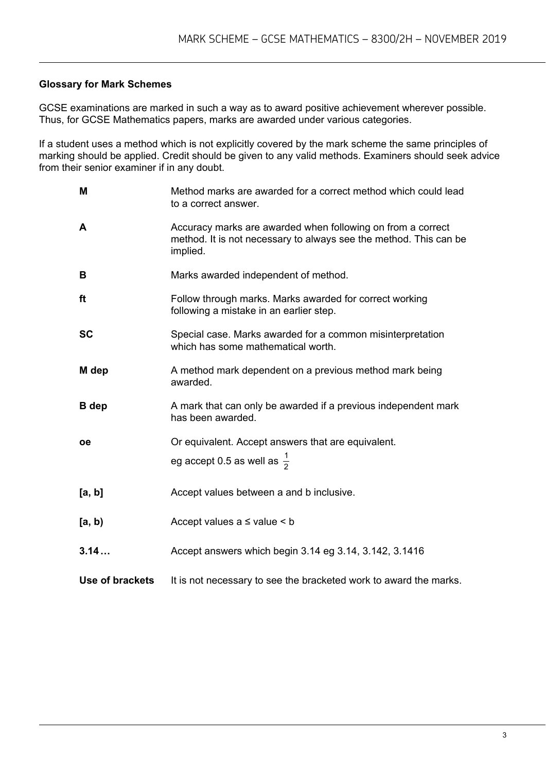### Glossary for Mark Schemes

GCSE examinations are marked in such a way as to award positive achievement wherever possible. Thus, for GCSE Mathematics papers, marks are awarded under various categories.

If a student uses a method which is not explicitly covered by the mark scheme the same principles of marking should be applied. Credit should be given to any valid methods. Examiners should seek advice from their senior examiner if in any doubt.

| | |
|---|---|
| **M** | Method marks are awarded for a correct method which could lead to a correct answer. |
| **A** | Accuracy marks are awarded when following on from a correct method. It is not necessary to always see the method. This can be implied. |
| **B** | Marks awarded independent of method. |
| **ft** | Follow through marks. Marks awarded for correct working following a mistake in an earlier step. |
| **SC** | Special case. Marks awarded for a common misinterpretation which has some mathematical worth. |
| **M dep** | A method mark dependent on a previous method mark being awarded. |
| **B dep** | A mark that can only be awarded if a previous independent mark has been awarded. |
| **oe** | Or equivalent. Accept answers that are equivalent. eg accept 0.5 as well as $\frac{1}{2}$ |
| **[a, b]** | Accept values between a and b inclusive. |
| **[a, b)** | Accept values a ≤ value < b |
| **3.14 …** | Accept answers which begin 3.14 eg 3.14, 3.142, 3.1416 |
| **Use of brackets** | It is not necessary to see the bracketed work to award the marks. |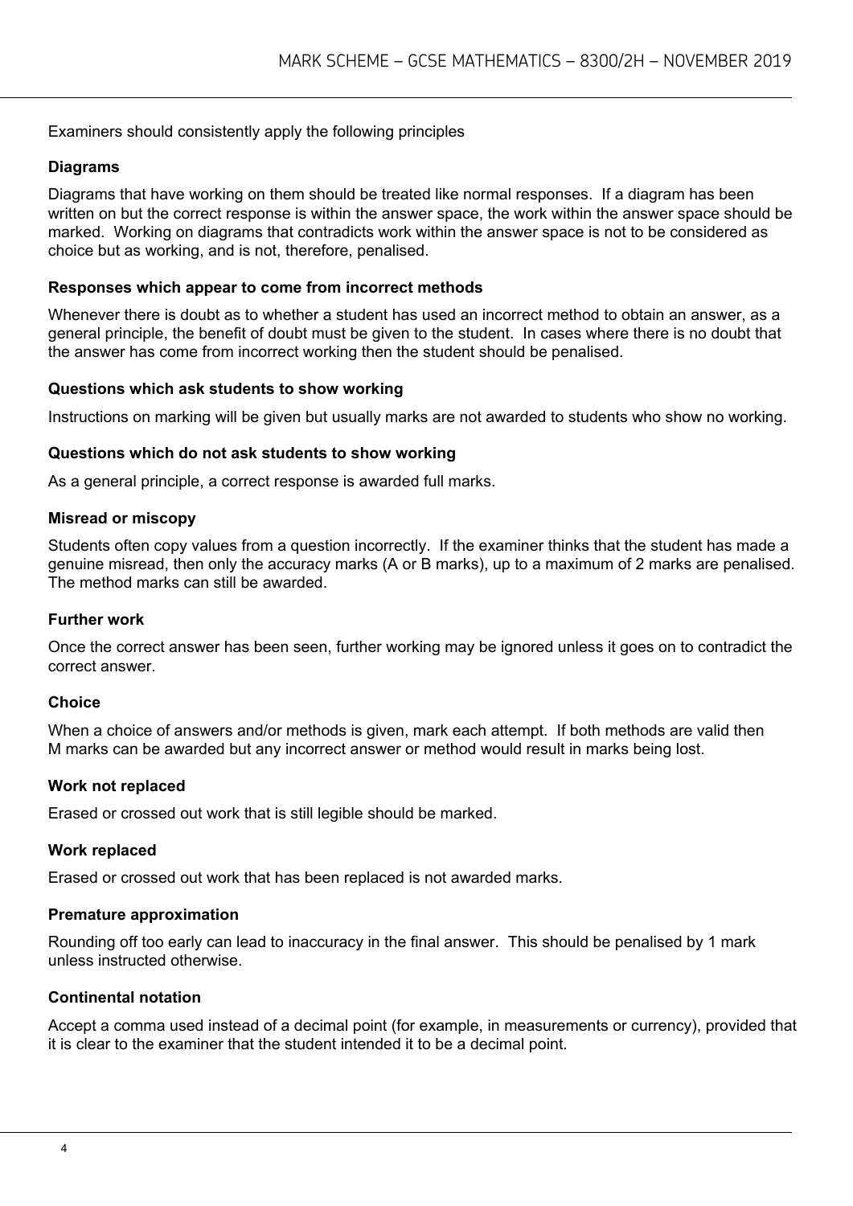Examiners should consistently apply the following principles

### Diagrams

Diagrams that have working on them should be treated like normal responses. If a diagram has been written on but the correct response is within the answer space, the work within the answer space should be marked. Working on diagrams that contradicts work within the answer space is not to be considered as choice but as working, and is not, therefore, penalised.

### Responses which appear to come from incorrect methods

Whenever there is doubt as to whether a student has used an incorrect method to obtain an answer, as a general principle, the benefit of doubt must be given to the student. In cases where there is no doubt that the answer has come from incorrect working then the student should be penalised.

### Questions which ask students to show working

Instructions on marking will be given but usually marks are not awarded to students who show no working.

### Questions which do not ask students to show working

As a general principle, a correct response is awarded full marks.

### Misread or miscopy

Students often copy values from a question incorrectly. If the examiner thinks that the student has made a genuine misread, then only the accuracy marks (A or B marks), up to a maximum of 2 marks are penalised. The method marks can still be awarded.

### Further work

Once the correct answer has been seen, further working may be ignored unless it goes on to contradict the correct answer.

### Choice

When a choice of answers and/or methods is given, mark each attempt. If both methods are valid then M marks can be awarded but any incorrect answer or method would result in marks being lost.

### Work not replaced

Erased or crossed out work that is still legible should be marked.

### Work replaced

Erased or crossed out work that has been replaced is not awarded marks.

### Premature approximation

Rounding off too early can lead to inaccuracy in the final answer. This should be penalised by 1 mark unless instructed otherwise.

### Continental notation

Accept a comma used instead of a decimal point (for example, in measurements or currency), provided that it is clear to the examiner that the student intended it to be a decimal point.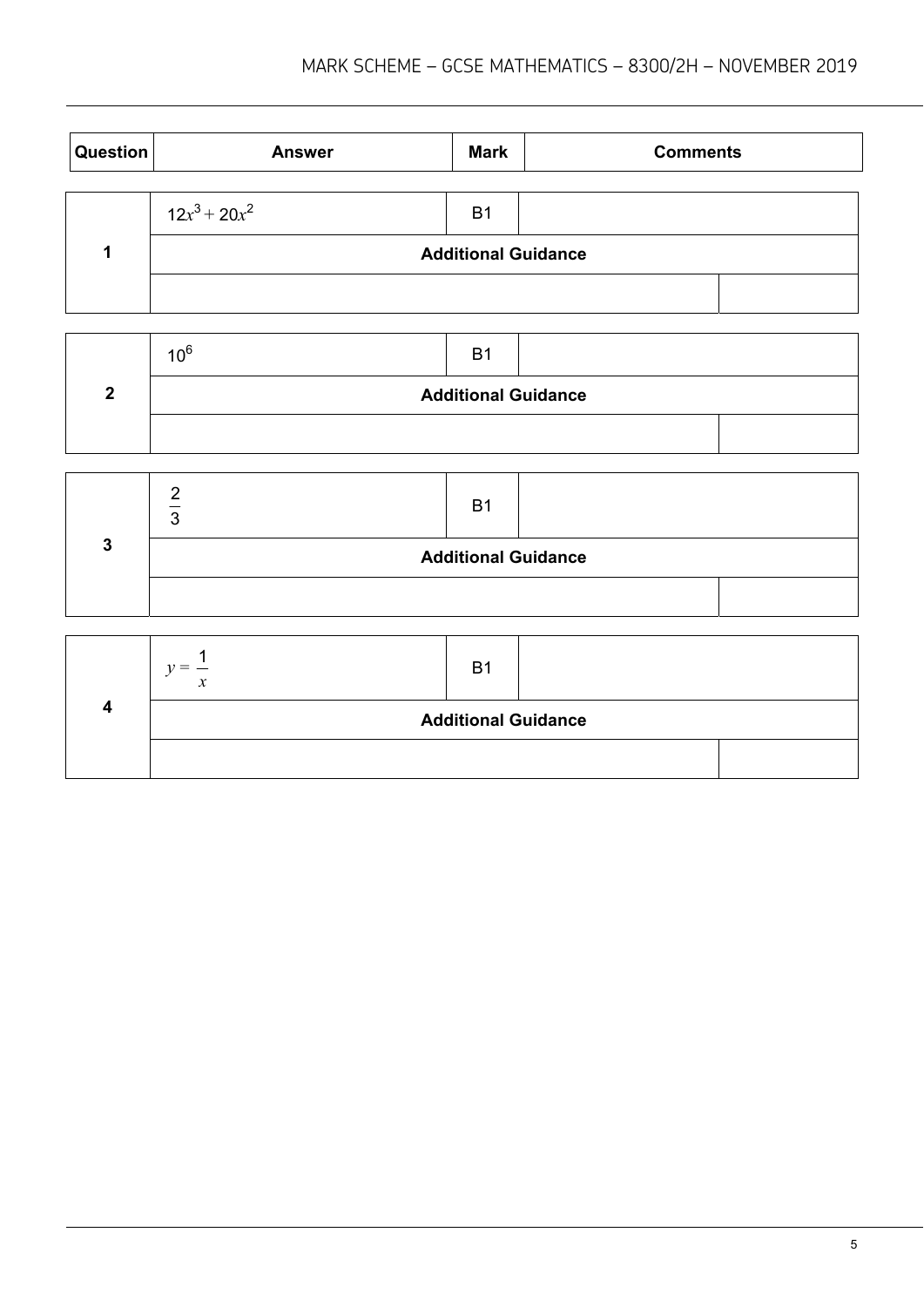| Question | Answer | Mark | Comments |
|---|---|---|---|
| 1 | $12x^3 + 20x^2$ | B1 | |
| | **Additional Guidance** | | |
| | | | |
| 2 | $10^6$ | B1 | |
| | **Additional Guidance** | | |
| | | | |
| 3 | $\frac{2}{3}$ | B1 | |
| | **Additional Guidance** | | |
| | | | |
| 4 | $y = \frac{1}{x}$ | B1 | |
| | **Additional Guidance** | | |
| | | | |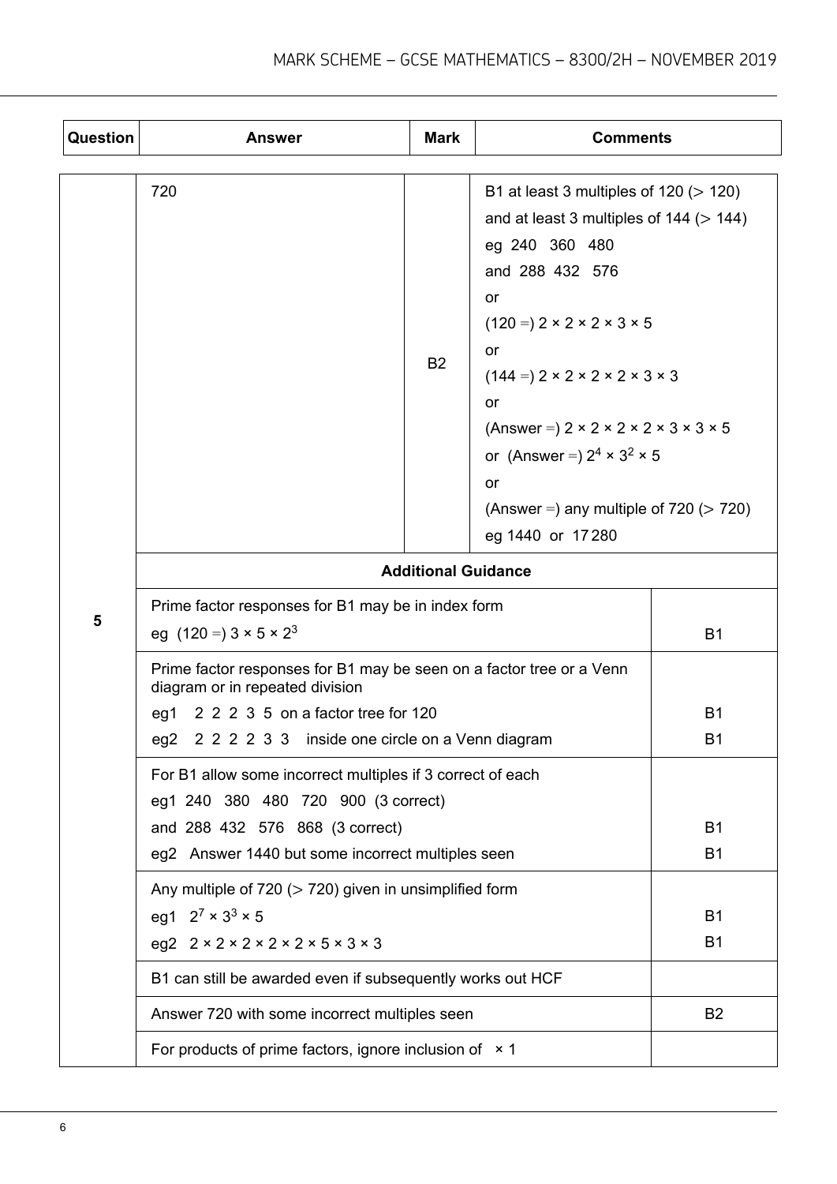| Question | Answer | Mark | Comments |
|---|---|---|---|
| 5 | 720 | B2 | B1 at least 3 multiples of 120 (> 120) and at least 3 multiples of 144 (> 144)<br>eg 240 360 480<br>and 288 432 576<br>or<br>(120 =) $2 \times 2 \times 2 \times 3 \times 5$<br>or<br>(144 =) $2 \times 2 \times 2 \times 2 \times 3 \times 3$<br>or<br>(Answer =) $2 \times 2 \times 2 \times 2 \times 3 \times 3 \times 5$<br>or (Answer =) $2^4 \times 3^2 \times 5$<br>or<br>(Answer =) any multiple of 720 (> 720)<br>eg 1440 or 17 280 |

**Additional Guidance**

| Guidance | Mark |
|---|---|
| Prime factor responses for B1 may be in index form<br>eg (120 =) $3 \times 5 \times 2^3$ | B1 |
| Prime factor responses for B1 may be seen on a factor tree or a Venn diagram or in repeated division<br>eg1 2 2 2 3 5 on a factor tree for 120<br>eg2 2 2 2 2 3 3 inside one circle on a Venn diagram | <br><br>B1<br>B1 |
| For B1 allow some incorrect multiples if 3 correct of each<br>eg1 240 380 480 720 900 (3 correct)<br>and 288 432 576 868 (3 correct)<br>eg2 Answer 1440 but some incorrect multiples seen | <br><br>B1<br>B1 |
| Any multiple of 720 (> 720) given in unsimplified form<br>eg1 $2^7 \times 3^3 \times 5$<br>eg2 $2 \times 2 \times 2 \times 2 \times 2 \times 5 \times 3 \times 3$ | <br>B1<br>B1 |
| B1 can still be awarded even if subsequently works out HCF | |
| Answer 720 with some incorrect multiples seen | B2 |
| For products of prime factors, ignore inclusion of $\times 1$ | |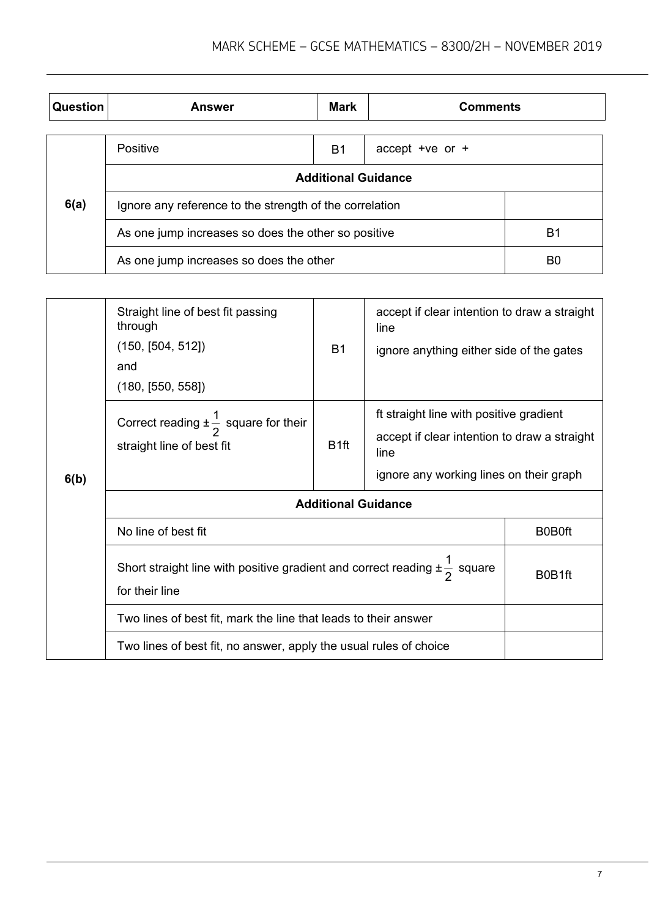| Question | Answer | Mark | Comments |
|---|---|---|---|
| 6(a) | Positive | B1 | accept +ve or + |
| | **Additional Guidance** | | |
| | Ignore any reference to the strength of the correlation | | |
| | As one jump increases so does the other so positive | | B1 |
| | As one jump increases so does the other | | B0 |

| Question | Answer | Mark | Comments |
|---|---|---|---|
| 6(b) | Straight line of best fit passing through (150, [504, 512]) and (180, [550, 558]) | B1 | accept if clear intention to draw a straight line<br>ignore anything either side of the gates |
| | Correct reading $\pm\frac{1}{2}$ square for their straight line of best fit | B1ft | ft straight line with positive gradient<br>accept if clear intention to draw a straight line<br>ignore any working lines on their graph |
| | **Additional Guidance** | | |
| | No line of best fit | | B0B0ft |
| | Short straight line with positive gradient and correct reading $\pm\frac{1}{2}$ square for their line | | B0B1ft |
| | Two lines of best fit, mark the line that leads to their answer | | |
| | Two lines of best fit, no answer, apply the usual rules of choice | | |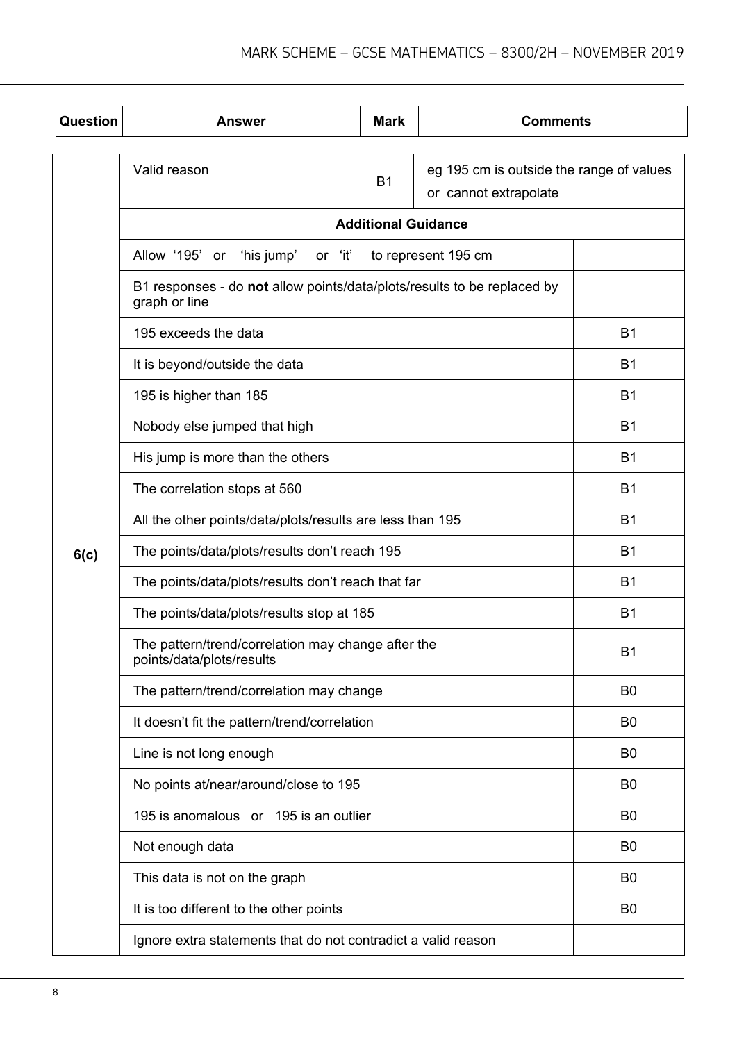| Question | Answer | Mark | Comments |
| --- | --- | --- | --- |
| 6(c) | Valid reason | B1 | eg 195 cm is outside the range of values or cannot extrapolate |
| | **Additional Guidance** | | |
| | Allow '195' or 'his jump' or 'it' to represent 195 cm | | |
| | B1 responses - do **not** allow points/data/plots/results to be replaced by graph or line | | |
| | 195 exceeds the data | | B1 |
| | It is beyond/outside the data | | B1 |
| | 195 is higher than 185 | | B1 |
| | Nobody else jumped that high | | B1 |
| | His jump is more than the others | | B1 |
| | The correlation stops at 560 | | B1 |
| | All the other points/data/plots/results are less than 195 | | B1 |
| | The points/data/plots/results don't reach 195 | | B1 |
| | The points/data/plots/results don't reach that far | | B1 |
| | The points/data/plots/results stop at 185 | | B1 |
| | The pattern/trend/correlation may change after the points/data/plots/results | | B1 |
| | The pattern/trend/correlation may change | | B0 |
| | It doesn't fit the pattern/trend/correlation | | B0 |
| | Line is not long enough | | B0 |
| | No points at/near/around/close to 195 | | B0 |
| | 195 is anomalous or 195 is an outlier | | B0 |
| | Not enough data | | B0 |
| | This data is not on the graph | | B0 |
| | It is too different to the other points | | B0 |
| | Ignore extra statements that do not contradict a valid reason | | |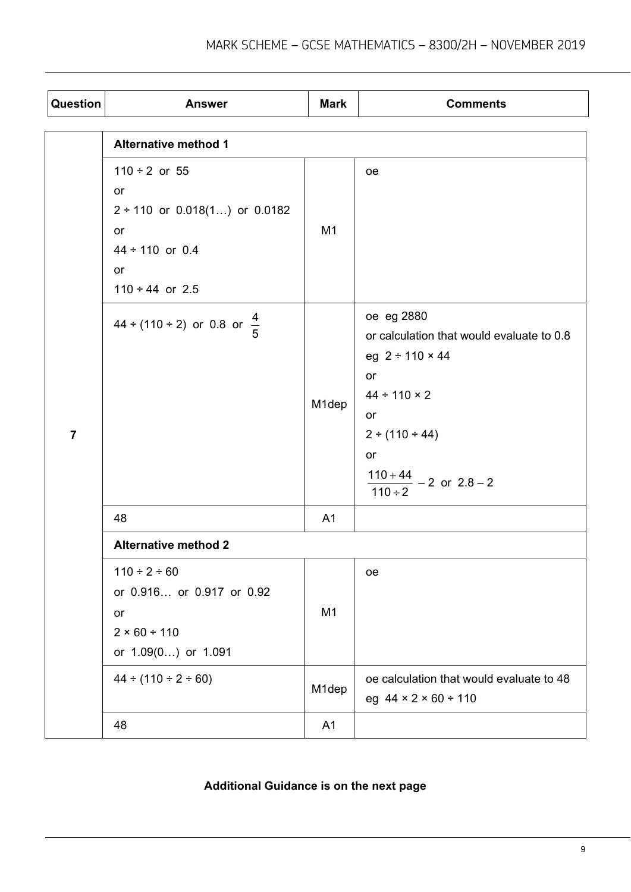| Question | Answer | Mark | Comments |
|---|---|---|---|
| 7 | **Alternative method 1** | | |
| | $110 \div 2$ or 55<br>or<br>$2 \div 110$ or 0.018(1…) or 0.0182<br>or<br>$44 \div 110$ or 0.4<br>or<br>$110 \div 44$ or 2.5 | M1 | oe |
| | $44 \div (110 \div 2)$ or 0.8 or $\frac{4}{5}$ | M1dep | oe eg 2880<br>or calculation that would evaluate to 0.8<br>eg $2 \div 110 \times 44$<br>or<br>$44 \div 110 \times 2$<br>or<br>$2 \div (110 \div 44)$<br>or<br>$\frac{110 + 44}{110 \div 2} - 2$ or $2.8 - 2$ |
| | 48 | A1 | |
| | **Alternative method 2** | | |
| | $110 \div 2 \div 60$<br>or 0.916… or 0.917 or 0.92<br>or<br>$2 \times 60 \div 110$<br>or 1.09(0…) or 1.091 | M1 | oe |
| | $44 \div (110 \div 2 \div 60)$ | M1dep | oe calculation that would evaluate to 48<br>eg $44 \times 2 \times 60 \div 110$ |
| | 48 | A1 | |

**Additional Guidance is on the next page**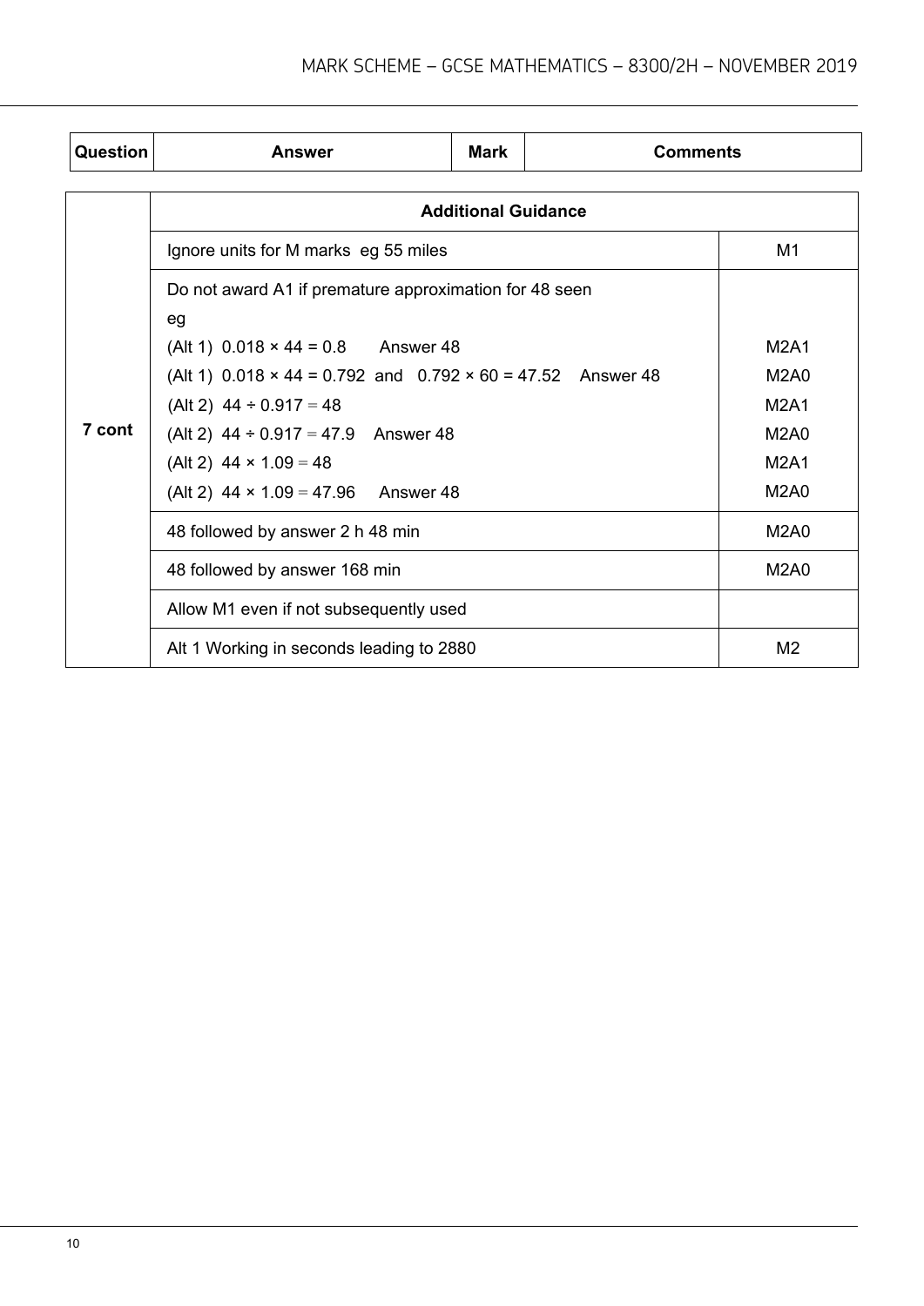| Question | Answer | Mark | Comments |
|---|---|---|---|

| Question | Additional Guidance | |
|---|---|---|
| 7 cont | Ignore units for M marks eg 55 miles | M1 |
| | Do not award A1 if premature approximation for 48 seen<br>eg<br>(Alt 1) $0.018 \times 44 = 0.8$ Answer 48<br>(Alt 1) $0.018 \times 44 = 0.792$ and $0.792 \times 60 = 47.52$ Answer 48<br>(Alt 2) $44 \div 0.917 = 48$<br>(Alt 2) $44 \div 0.917 = 47.9$ Answer 48<br>(Alt 2) $44 \times 1.09 = 48$<br>(Alt 2) $44 \times 1.09 = 47.96$ Answer 48 | <br><br>M2A1<br>M2A0<br>M2A1<br>M2A0<br>M2A1<br>M2A0 |
| | 48 followed by answer 2 h 48 min | M2A0 |
| | 48 followed by answer 168 min | M2A0 |
| | Allow M1 even if not subsequently used | |
| | Alt 1 Working in seconds leading to 2880 | M2 |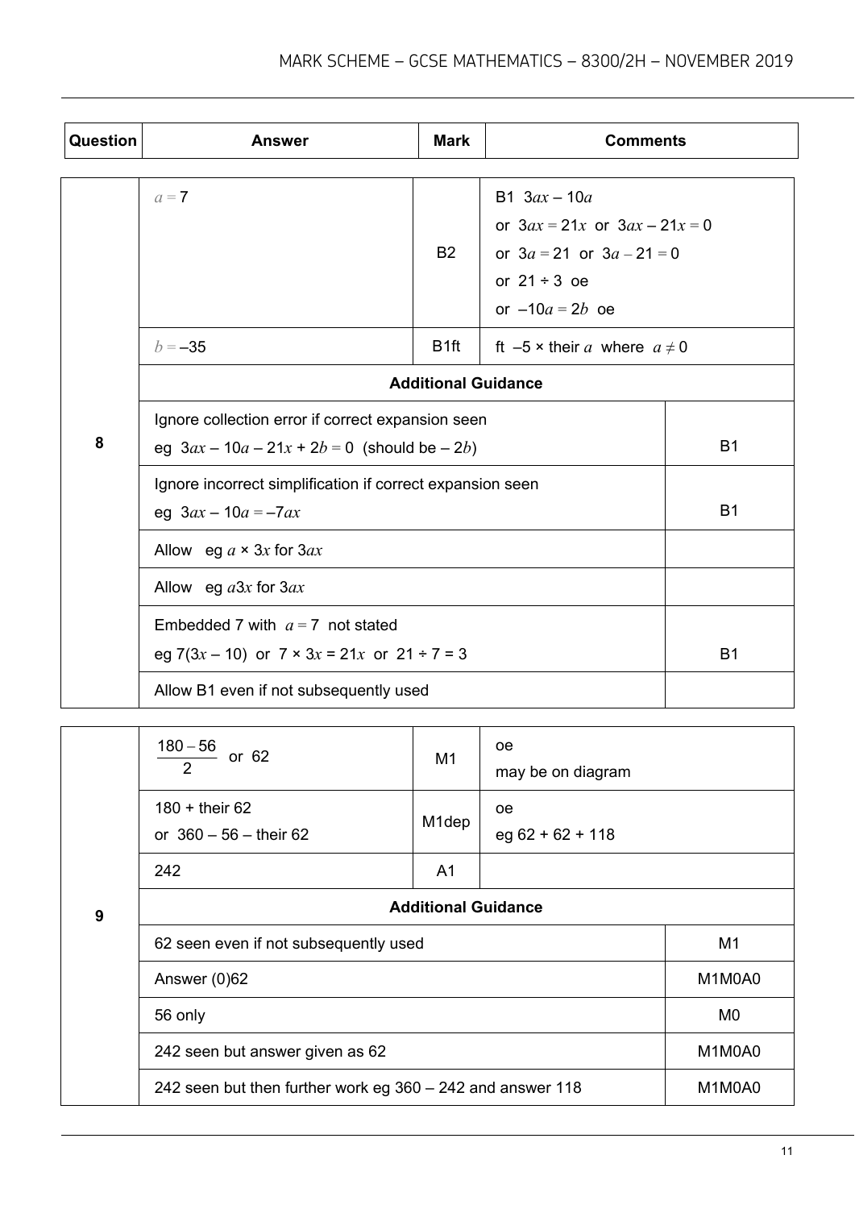| Question | Answer | Mark | Comments |
|---|---|---|---|
| 8 | $a = 7$ | B2 | B1 $3ax - 10a$ or $3ax = 21x$ or $3ax - 21x = 0$ or $3a = 21$ or $3a - 21 = 0$ or $21 \div 3$ oe or $-10a = 2b$ oe |
| | $b = -35$ | B1ft | ft $-5 \times$ their $a$ where $a \neq 0$ |
| | **Additional Guidance** | | |
| | Ignore collection error if correct expansion seen<br>eg $3ax - 10a - 21x + 2b = 0$ (should be $-2b$) | | B1 |
| | Ignore incorrect simplification if correct expansion seen<br>eg $3ax - 10a = -7ax$ | | B1 |
| | Allow eg $a \times 3x$ for $3ax$ | | |
| | Allow eg $a3x$ for $3ax$ | | |
| | Embedded 7 with $a = 7$ not stated<br>eg $7(3x - 10)$ or $7 \times 3x = 21x$ or $21 \div 7 = 3$ | | B1 |
| | Allow B1 even if not subsequently used | | |

| Question | Answer | Mark | Comments |
|---|---|---|---|
| 9 | $\frac{180 - 56}{2}$ or 62 | M1 | oe<br>may be on diagram |
| | 180 + their 62<br>or 360 – 56 – their 62 | M1dep | oe<br>eg 62 + 62 + 118 |
| | 242 | A1 | |
| | **Additional Guidance** | | |
| | 62 seen even if not subsequently used | | M1 |
| | Answer (0)62 | | M1M0A0 |
| | 56 only | | M0 |
| | 242 seen but answer given as 62 | | M1M0A0 |
| | 242 seen but then further work eg 360 – 242 and answer 118 | | M1M0A0 |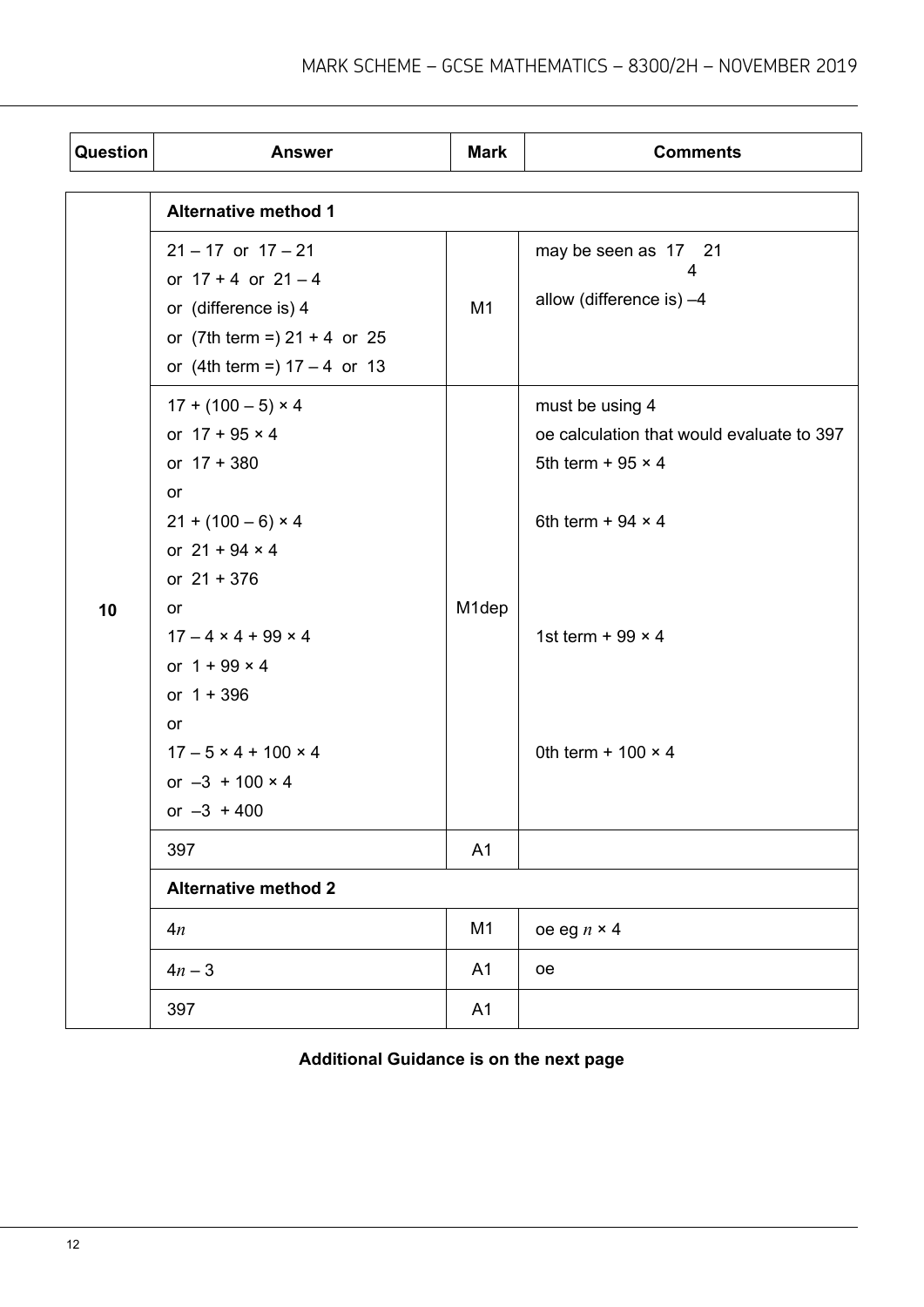| Question | Answer | Mark | Comments |
|---|---|---|---|
| 10 | **Alternative method 1** | | |
| | $21 - 17$ or $17 - 21$<br>or $17 + 4$ or $21 - 4$<br>or (difference is) 4<br>or (7th term =) $21 + 4$ or 25<br>or (4th term =) $17 - 4$ or 13 | M1 | may be seen as 17 21 with 4 beneath<br>allow (difference is) –4 |
| | $17 + (100 - 5) \times 4$<br>or $17 + 95 \times 4$<br>or $17 + 380$<br>or<br>$21 + (100 - 6) \times 4$<br>or $21 + 94 \times 4$<br>or $21 + 376$<br>or<br>$17 - 4 \times 4 + 99 \times 4$<br>or $1 + 99 \times 4$<br>or $1 + 396$<br>or<br>$17 - 5 \times 4 + 100 \times 4$<br>or $-3 + 100 \times 4$<br>or $-3 + 400$ | M1dep | must be using 4<br>oe calculation that would evaluate to 397<br>5th term + $95 \times 4$<br><br>6th term + $94 \times 4$<br><br>1st term + $99 \times 4$<br><br>0th term + $100 \times 4$ |
| | 397 | A1 | |
| | **Alternative method 2** | | |
| | $4n$ | M1 | oe eg $n \times 4$ |
| | $4n - 3$ | A1 | oe |
| | 397 | A1 | |

**Additional Guidance is on the next page**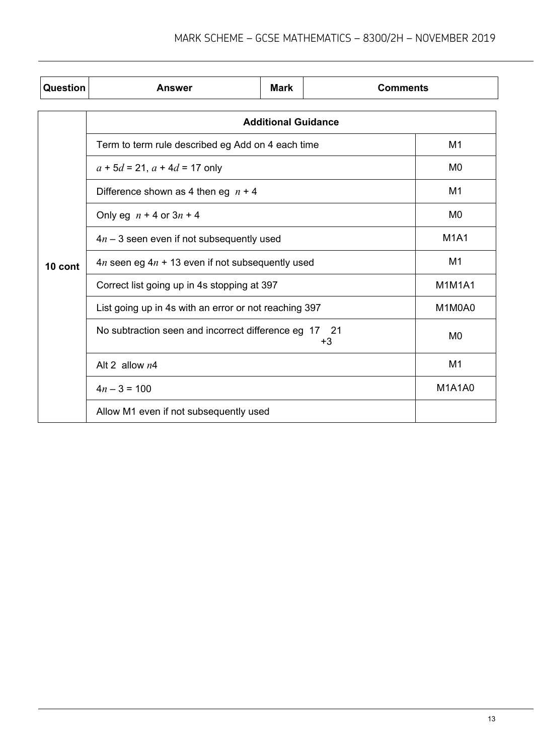| Question | Answer | Mark | Comments |
|---|---|---|---|

| Question | Additional Guidance | |
|---|---|---|
| 10 cont | Term to term rule described eg Add on 4 each time | M1 |
| | $a + 5d = 21$, $a + 4d = 17$ only | M0 |
| | Difference shown as 4 then eg $n + 4$ | M1 |
| | Only eg $n + 4$ or $3n + 4$ | M0 |
| | $4n - 3$ seen even if not subsequently used | M1A1 |
| | $4n$ seen eg $4n + 13$ even if not subsequently used | M1 |
| | Correct list going up in 4s stopping at 397 | M1M1A1 |
| | List going up in 4s with an error or not reaching 397 | M1M0A0 |
| | No subtraction seen and incorrect difference eg 17 21 +3 | M0 |
| | Alt 2 allow $n4$ | M1 |
| | $4n - 3 = 100$ | M1A1A0 |
| | Allow M1 even if not subsequently used | |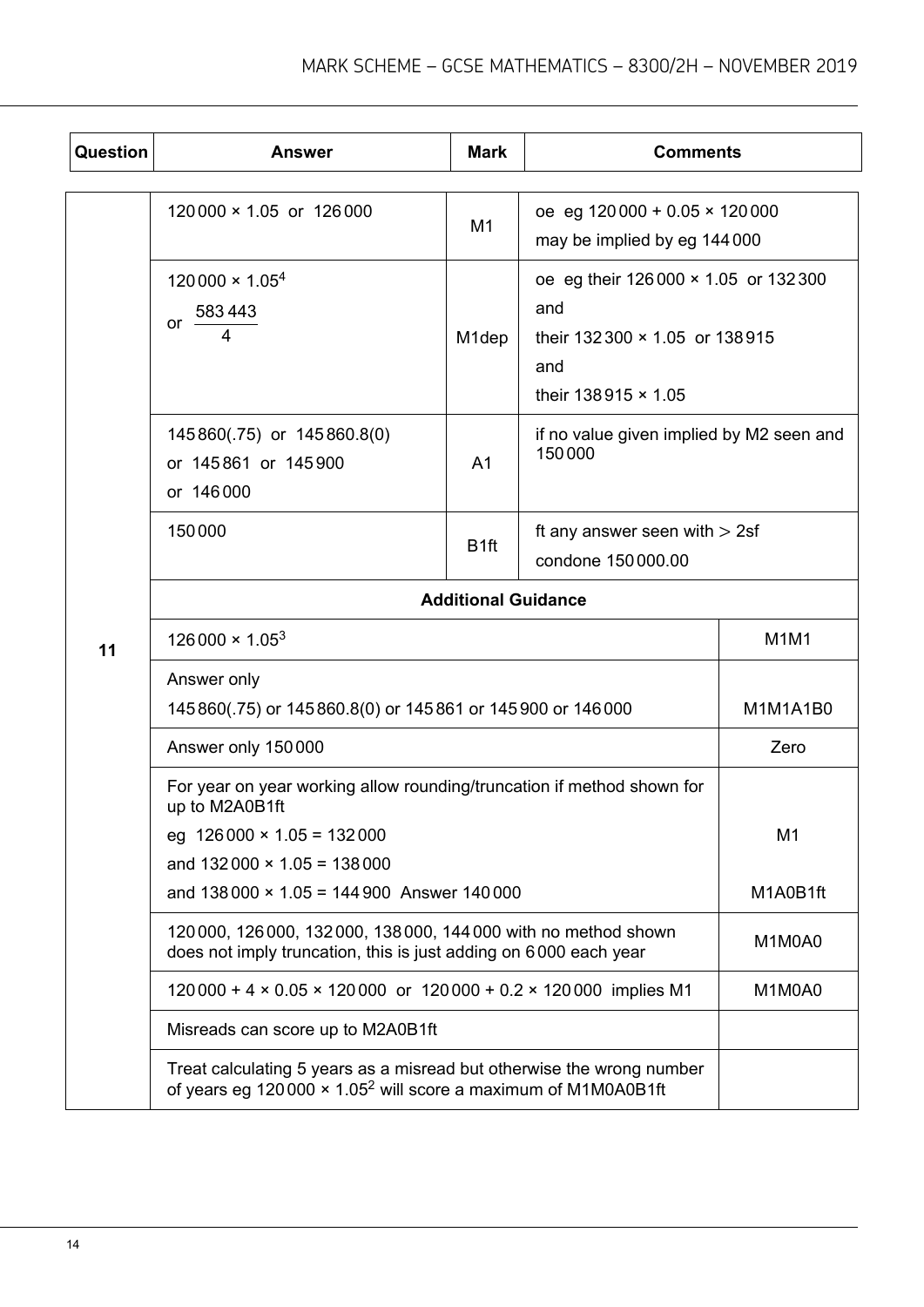| Question | Answer | Mark | Comments |
|---|---|---|---|
| 11 | $120\,000 \times 1.05$ or $126\,000$ | M1 | oe eg $120\,000 + 0.05 \times 120\,000$<br>may be implied by eg $144\,000$ |
| | $120\,000 \times 1.05^4$<br>or $\frac{583\,443}{4}$ | M1dep | oe eg their $126\,000 \times 1.05$ or $132\,300$<br>and<br>their $132\,300 \times 1.05$ or $138\,915$<br>and<br>their $138\,915 \times 1.05$ |
| | $145\,860(.75)$ or $145\,860.8(0)$<br>or $145\,861$ or $145\,900$<br>or $146\,000$ | A1 | if no value given implied by M2 seen and $150\,000$ |
| | $150\,000$ | B1ft | ft any answer seen with $>$ 2sf<br>condone $150\,000.00$ |
| | **Additional Guidance** | | |
| | $126\,000 \times 1.05^3$ | | M1M1 |
| | Answer only<br>$145\,860(.75)$ or $145\,860.8(0)$ or $145\,861$ or $145\,900$ or $146\,000$ | | M1M1A1B0 |
| | Answer only $150\,000$ | | Zero |
| | For year on year working allow rounding/truncation if method shown for up to M2A0B1ft<br>eg $126\,000 \times 1.05 = 132\,000$<br>and $132\,000 \times 1.05 = 138\,000$<br>and $138\,000 \times 1.05 = 144\,900$ Answer $140\,000$ | | M1<br><br>M1A0B1ft |
| | $120\,000$, $126\,000$, $132\,000$, $138\,000$, $144\,000$ with no method shown does not imply truncation, this is just adding on $6\,000$ each year | | M1M0A0 |
| | $120\,000 + 4 \times 0.05 \times 120\,000$ or $120\,000 + 0.2 \times 120\,000$ implies M1 | | M1M0A0 |
| | Misreads can score up to M2A0B1ft | | |
| | Treat calculating 5 years as a misread but otherwise the wrong number of years eg $120\,000 \times 1.05^2$ will score a maximum of M1M0A0B1ft | | |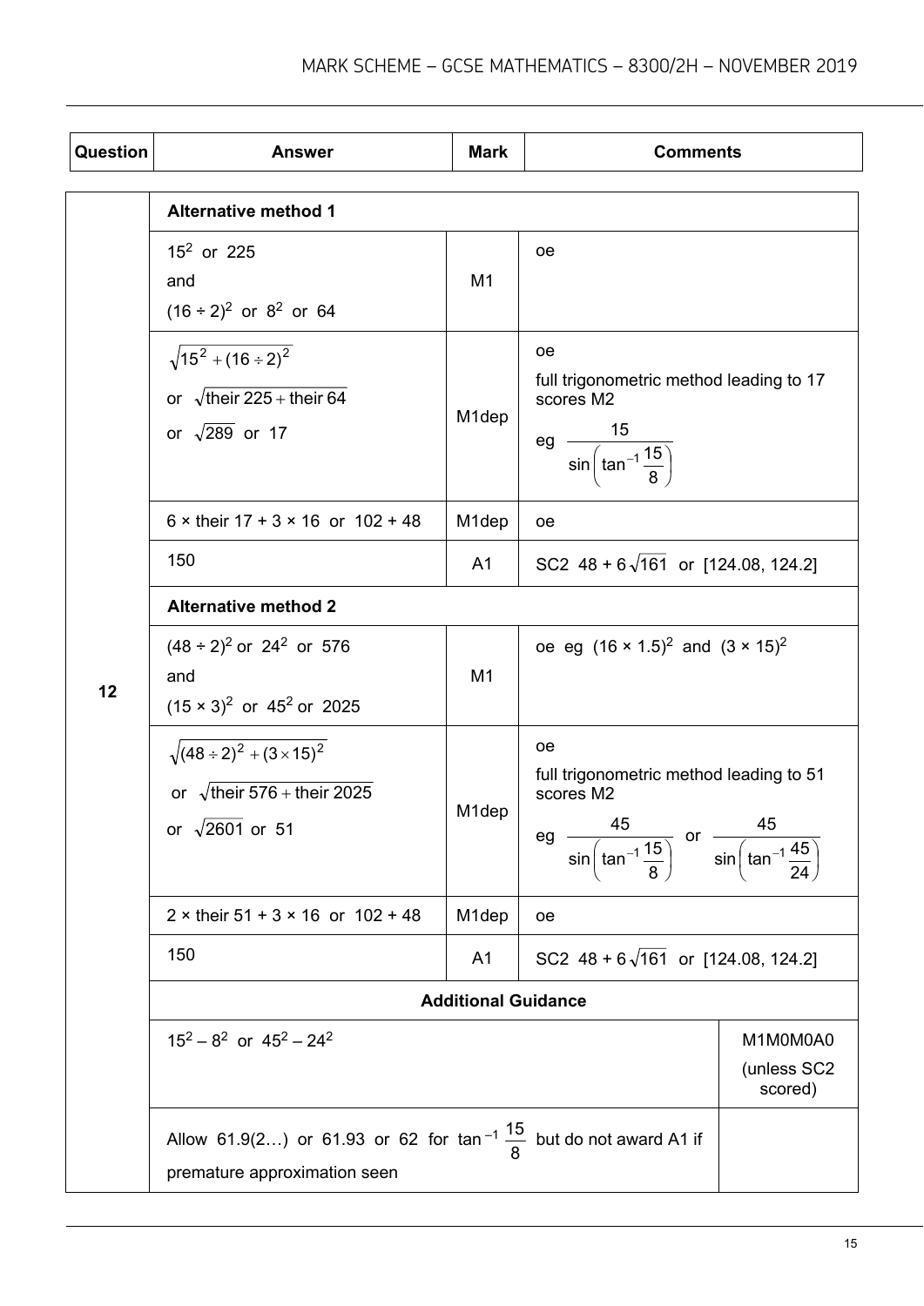| Question | Answer | Mark | Comments |
|---|---|---|---|
| 12 | **Alternative method 1** | | |
| | $15^2$ or 225<br>and<br>$(16 \div 2)^2$ or $8^2$ or 64 | M1 | oe |
| | $\sqrt{15^2 + (16 \div 2)^2}$<br>or $\sqrt{\text{their } 225 + \text{their } 64}$<br>or $\sqrt{289}$ or 17 | M1dep | oe<br>full trigonometric method leading to 17 scores M2<br>eg $\dfrac{15}{\sin\left(\tan^{-1}\dfrac{15}{8}\right)}$ |
| | 6 × their 17 + 3 × 16 or 102 + 48 | M1dep | oe |
| | 150 | A1 | SC2 $48 + 6\sqrt{161}$ or [124.08, 124.2] |
| | **Alternative method 2** | | |
| | $(48 \div 2)^2$ or $24^2$ or 576<br>and<br>$(15 \times 3)^2$ or $45^2$ or 2025 | M1 | oe eg $(16 \times 1.5)^2$ and $(3 \times 15)^2$ |
| | $\sqrt{(48 \div 2)^2 + (3 \times 15)^2}$<br>or $\sqrt{\text{their } 576 + \text{their } 2025}$<br>or $\sqrt{2601}$ or 51 | M1dep | oe<br>full trigonometric method leading to 51 scores M2<br>eg $\dfrac{45}{\sin\left(\tan^{-1}\dfrac{15}{8}\right)}$ or $\dfrac{45}{\sin\left(\tan^{-1}\dfrac{45}{24}\right)}$ |
| | 2 × their 51 + 3 × 16 or 102 + 48 | M1dep | oe |
| | 150 | A1 | SC2 $48 + 6\sqrt{161}$ or [124.08, 124.2] |
| | **Additional Guidance** | | |
| | $15^2 - 8^2$ or $45^2 - 24^2$ | | M1M0M0A0 (unless SC2 scored) |
| | Allow 61.9(2…) or 61.93 or 62 for $\tan^{-1}\dfrac{15}{8}$ but do not award A1 if premature approximation seen | | |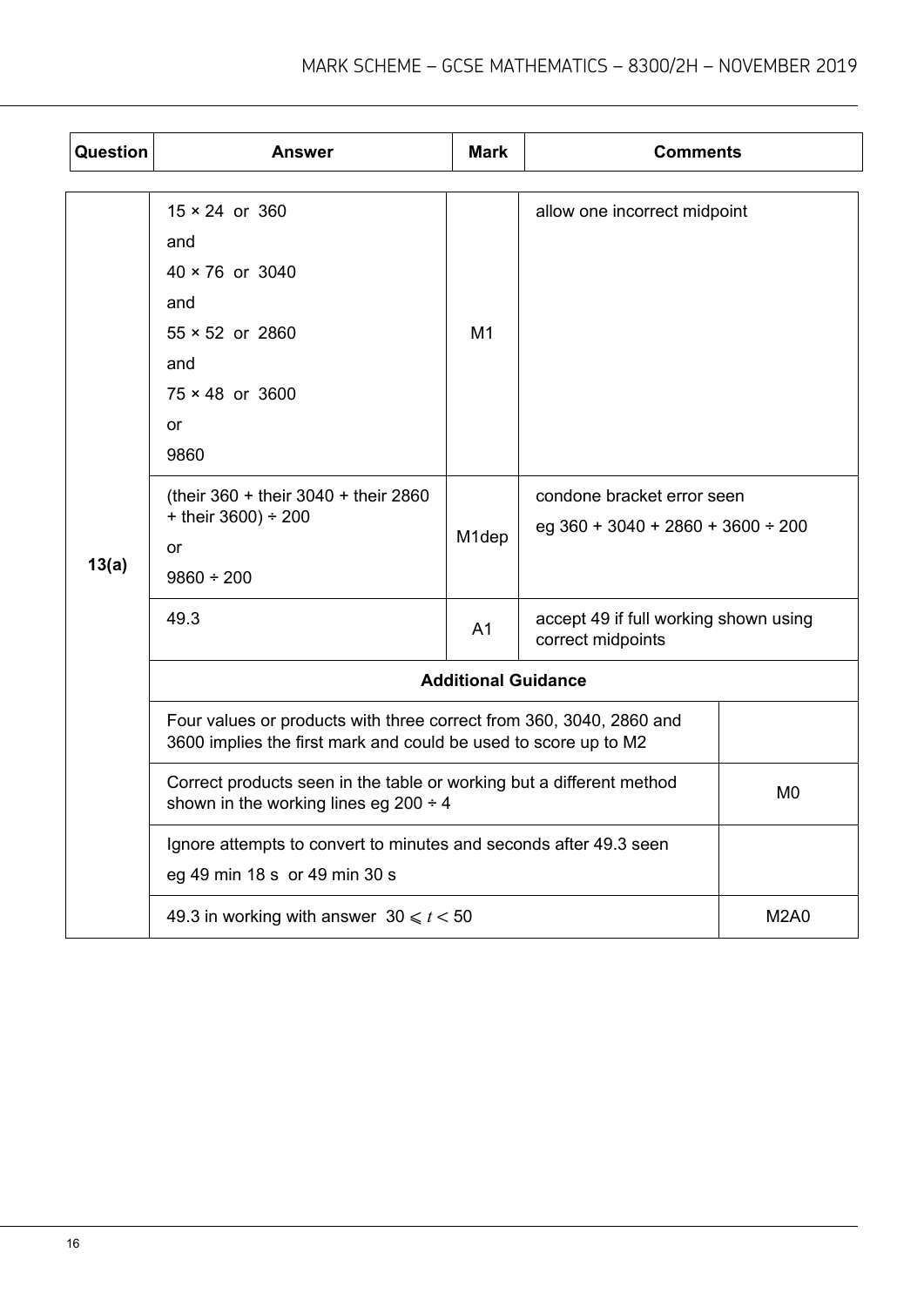| Question | Answer | Mark | Comments |
|---|---|---|---|
| 13(a) | 15 × 24 or 360<br>and<br>40 × 76 or 3040<br>and<br>55 × 52 or 2860<br>and<br>75 × 48 or 3600<br>or<br>9860 | M1 | allow one incorrect midpoint |
| | (their 360 + their 3040 + their 2860 + their 3600) ÷ 200<br>or<br>9860 ÷ 200 | M1dep | condone bracket error seen<br>eg 360 + 3040 + 2860 + 3600 ÷ 200 |
| | 49.3 | A1 | accept 49 if full working shown using correct midpoints |
| | **Additional Guidance** | | |
| | Four values or products with three correct from 360, 3040, 2860 and 3600 implies the first mark and could be used to score up to M2 | | |
| | Correct products seen in the table or working but a different method shown in the working lines eg 200 ÷ 4 | | M0 |
| | Ignore attempts to convert to minutes and seconds after 49.3 seen<br>eg 49 min 18 s or 49 min 30 s | | |
| | 49.3 in working with answer $30 \leqslant t < 50$ | | M2A0 |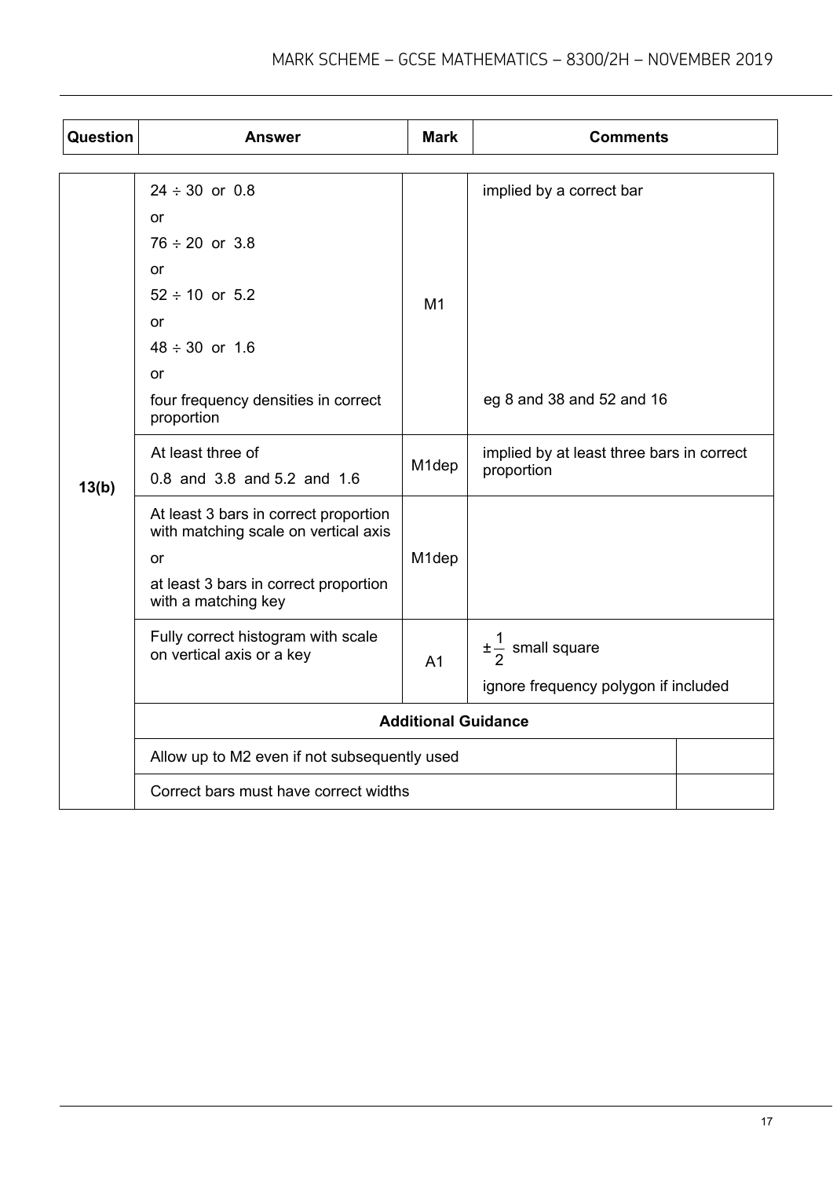| Question | Answer | Mark | Comments |
|---|---|---|---|
| 13(b) | $24 \div 30$ or 0.8<br>or<br>$76 \div 20$ or 3.8<br>or<br>$52 \div 10$ or 5.2<br>or<br>$48 \div 30$ or 1.6<br>or<br>four frequency densities in correct proportion | M1 | implied by a correct bar<br><br>eg 8 and 38 and 52 and 16 |
| | At least three of<br>0.8 and 3.8 and 5.2 and 1.6 | M1dep | implied by at least three bars in correct proportion |
| | At least 3 bars in correct proportion with matching scale on vertical axis<br>or<br>at least 3 bars in correct proportion with a matching key | M1dep | |
| | Fully correct histogram with scale on vertical axis or a key | A1 | $\pm\frac{1}{2}$ small square<br>ignore frequency polygon if included |
| | **Additional Guidance** | | |
| | Allow up to M2 even if not subsequently used | | |
| | Correct bars must have correct widths | | |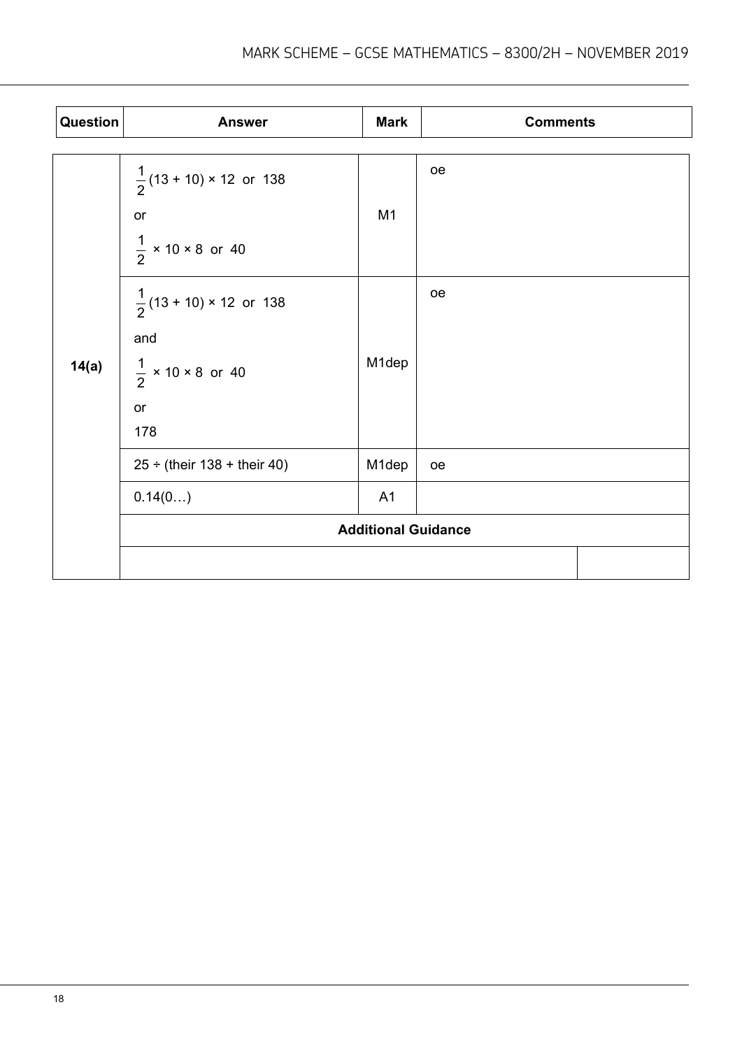| Question | Answer | Mark | Comments |
|---|---|---|---|
| 14(a) | $\frac{1}{2}(13 + 10) \times 12$ or 138<br>or<br>$\frac{1}{2} \times 10 \times 8$ or 40 | M1 | oe |
| | $\frac{1}{2}(13 + 10) \times 12$ or 138<br>and<br>$\frac{1}{2} \times 10 \times 8$ or 40<br>or<br>178 | M1dep | oe |
| | $25 \div$ (their 138 + their 40) | M1dep | oe |
| | 0.14(0…) | A1 | |
| | **Additional Guidance** | | |
| | | | |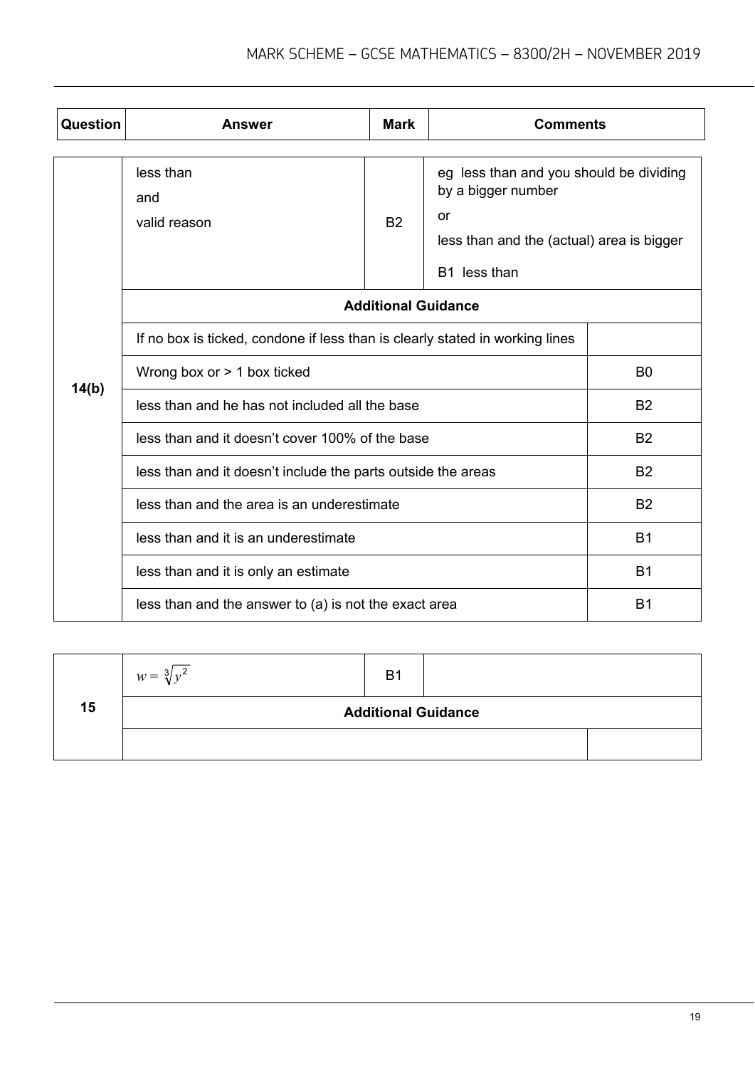| Question | Answer | Mark | Comments |
| --- | --- | --- | --- |
| 14(b) | less than<br>and<br>valid reason | B2 | eg less than and you should be dividing by a bigger number<br>or<br>less than and the (actual) area is bigger<br><br>B1 less than |
| | **Additional Guidance** | | |
| | If no box is ticked, condone if less than is clearly stated in working lines | | |
| | Wrong box or > 1 box ticked | | B0 |
| | less than and he has not included all the base | | B2 |
| | less than and it doesn't cover 100% of the base | | B2 |
| | less than and it doesn't include the parts outside the areas | | B2 |
| | less than and the area is an underestimate | | B2 |
| | less than and it is an underestimate | | B1 |
| | less than and it is only an estimate | | B1 |
| | less than and the answer to (a) is not the exact area | | B1 |

| Question | Answer | Mark | Comments |
| --- | --- | --- | --- |
| 15 | $w = \sqrt[3]{y^2}$ | B1 | |
| | **Additional Guidance** | | |
| | | | |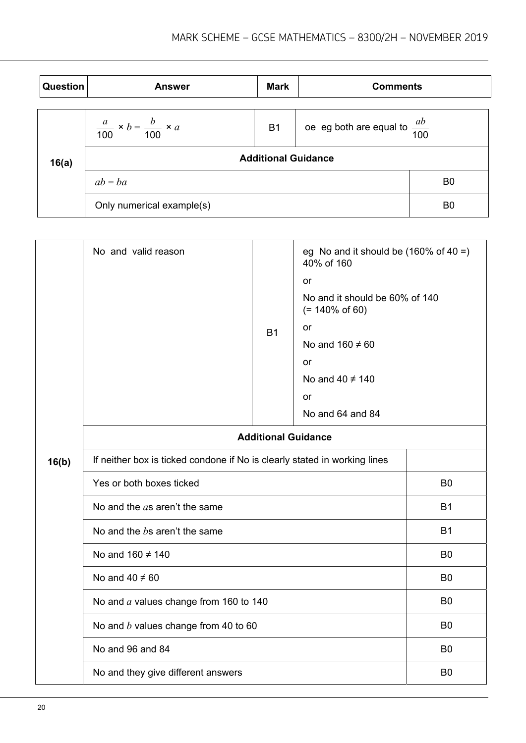| Question | Answer | Mark | Comments |
|---|---|---|---|
| 16(a) | $\frac{a}{100} \times b = \frac{b}{100} \times a$ | B1 | oe eg both are equal to $\frac{ab}{100}$ |
| | **Additional Guidance** | | |
| | $ab = ba$ | | B0 |
| | Only numerical example(s) | | B0 |

| Question | Answer | Mark | Comments |
|---|---|---|---|
| 16(b) | No and valid reason | B1 | eg No and it should be (160% of 40 =) 40% of 160<br>or<br>No and it should be 60% of 140 (= 140% of 60)<br>or<br>No and 160 ≠ 60<br>or<br>No and 40 ≠ 140<br>or<br>No and 64 and 84 |
| | **Additional Guidance** | | |
| | If neither box is ticked condone if No is clearly stated in working lines | | |
| | Yes or both boxes ticked | | B0 |
| | No and the $a$s aren't the same | | B1 |
| | No and the $b$s aren't the same | | B1 |
| | No and 160 ≠ 140 | | B0 |
| | No and 40 ≠ 60 | | B0 |
| | No and $a$ values change from 160 to 140 | | B0 |
| | No and $b$ values change from 40 to 60 | | B0 |
| | No and 96 and 84 | | B0 |
| | No and they give different answers | | B0 |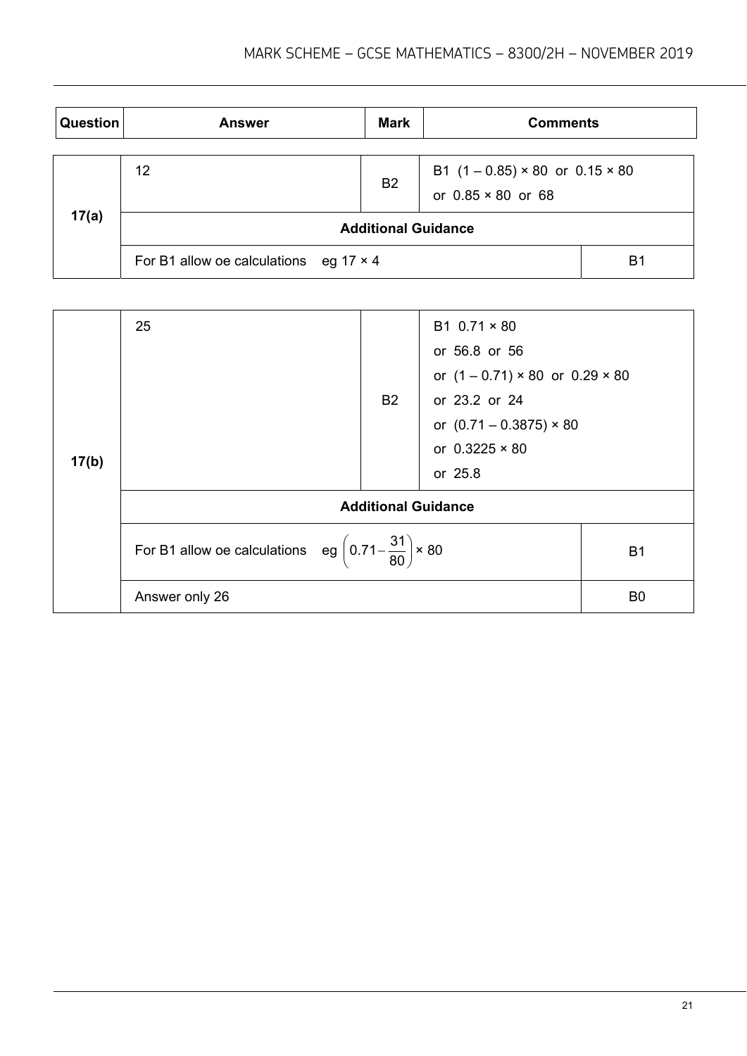| Question | Answer | Mark | Comments |
|---|---|---|---|
| 17(a) | 12 | B2 | B1 $(1 - 0.85) \times 80$ or $0.15 \times 80$<br>or $0.85 \times 80$ or 68 |
| | **Additional Guidance** | | |
| | For B1 allow oe calculations eg $17 \times 4$ | | B1 |

| Question | Answer | Mark | Comments |
|---|---|---|---|
| 17(b) | 25 | B2 | B1 $0.71 \times 80$<br>or 56.8 or 56<br>or $(1 - 0.71) \times 80$ or $0.29 \times 80$<br>or 23.2 or 24<br>or $(0.71 - 0.3875) \times 80$<br>or $0.3225 \times 80$<br>or 25.8 |
| | **Additional Guidance** | | |
| | For B1 allow oe calculations eg $\left(0.71 - \frac{31}{80}\right) \times 80$ | | B1 |
| | Answer only 26 | | B0 |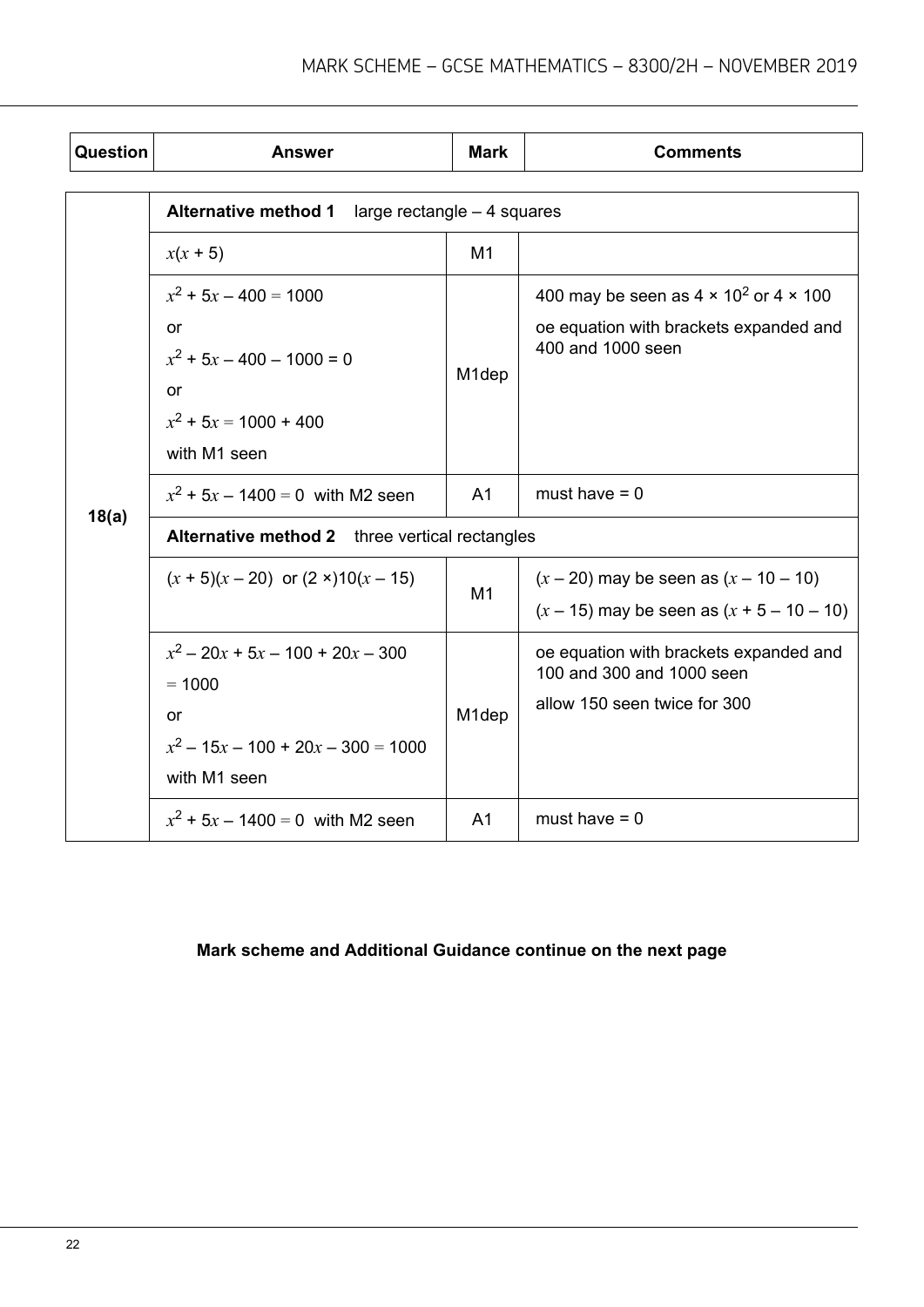| Question | Answer | Mark | Comments |
|---|---|---|---|
| 18(a) | **Alternative method 1** large rectangle – 4 squares | | |
| | $x(x + 5)$ | M1 | |
| | $x^2 + 5x - 400 = 1000$ <br> or <br> $x^2 + 5x - 400 - 1000 = 0$ <br> or <br> $x^2 + 5x = 1000 + 400$ <br> with M1 seen | M1dep | 400 may be seen as $4 \times 10^2$ or $4 \times 100$ <br> oe equation with brackets expanded and 400 and 1000 seen |
| | $x^2 + 5x - 1400 = 0$ with M2 seen | A1 | must have = 0 |
| | **Alternative method 2** three vertical rectangles | | |
| | $(x + 5)(x - 20)$ or $(2 \times)10(x - 15)$ | M1 | $(x - 20)$ may be seen as $(x - 10 - 10)$ <br> $(x - 15)$ may be seen as $(x + 5 - 10 - 10)$ |
| | $x^2 - 20x + 5x - 100 + 20x - 300$ $= 1000$ <br> or <br> $x^2 - 15x - 100 + 20x - 300 = 1000$ <br> with M1 seen | M1dep | oe equation with brackets expanded and 100 and 300 and 1000 seen <br> allow 150 seen twice for 300 |
| | $x^2 + 5x - 1400 = 0$ with M2 seen | A1 | must have = 0 |

**Mark scheme and Additional Guidance continue on the next page**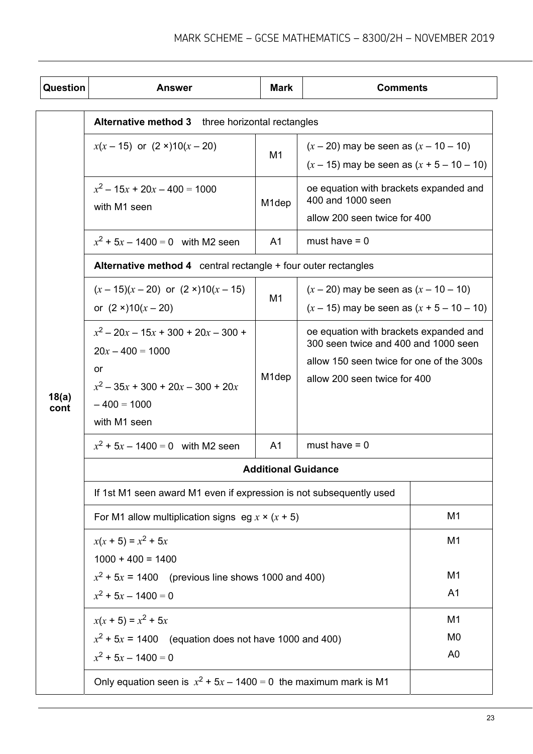| Question | Answer | Mark | Comments |
|---|---|---|---|
| 18(a) cont | **Alternative method 3** three horizontal rectangles | | |
| | $x(x - 15)$ or $(2 \times)10(x - 20)$ | M1 | $(x - 20)$ may be seen as $(x - 10 - 10)$<br>$(x - 15)$ may be seen as $(x + 5 - 10 - 10)$ |
| | $x^2 - 15x + 20x - 400 = 1000$<br>with M1 seen | M1dep | oe equation with brackets expanded and 400 and 1000 seen<br>allow 200 seen twice for 400 |
| | $x^2 + 5x - 1400 = 0$ with M2 seen | A1 | must have = 0 |
| | **Alternative method 4** central rectangle + four outer rectangles | | |
| | $(x - 15)(x - 20)$ or $(2 \times)10(x - 15)$<br>or $(2 \times)10(x - 20)$ | M1 | $(x - 20)$ may be seen as $(x - 10 - 10)$<br>$(x - 15)$ may be seen as $(x + 5 - 10 - 10)$ |
| | $x^2 - 20x - 15x + 300 + 20x - 300 + 20x - 400 = 1000$<br>or<br>$x^2 - 35x + 300 + 20x - 300 + 20x - 400 = 1000$<br>with M1 seen | M1dep | oe equation with brackets expanded and 300 seen twice and 400 and 1000 seen<br>allow 150 seen twice for one of the 300s<br>allow 200 seen twice for 400 |
| | $x^2 + 5x - 1400 = 0$ with M2 seen | A1 | must have = 0 |
| | **Additional Guidance** | | |
| | If 1st M1 seen award M1 even if expression is not subsequently used | | |
| | For M1 allow multiplication signs eg $x \times (x + 5)$ | | M1 |
| | $x(x + 5) = x^2 + 5x$<br>$1000 + 400 = 1400$<br>$x^2 + 5x = 1400$ (previous line shows 1000 and 400)<br>$x^2 + 5x - 1400 = 0$ | | M1<br><br>M1<br>A1 |
| | $x(x + 5) = x^2 + 5x$<br>$x^2 + 5x = 1400$ (equation does not have 1000 and 400)<br>$x^2 + 5x - 1400 = 0$ | | M1<br>M0<br>A0 |
| | Only equation seen is $x^2 + 5x - 1400 = 0$ the maximum mark is M1 | | |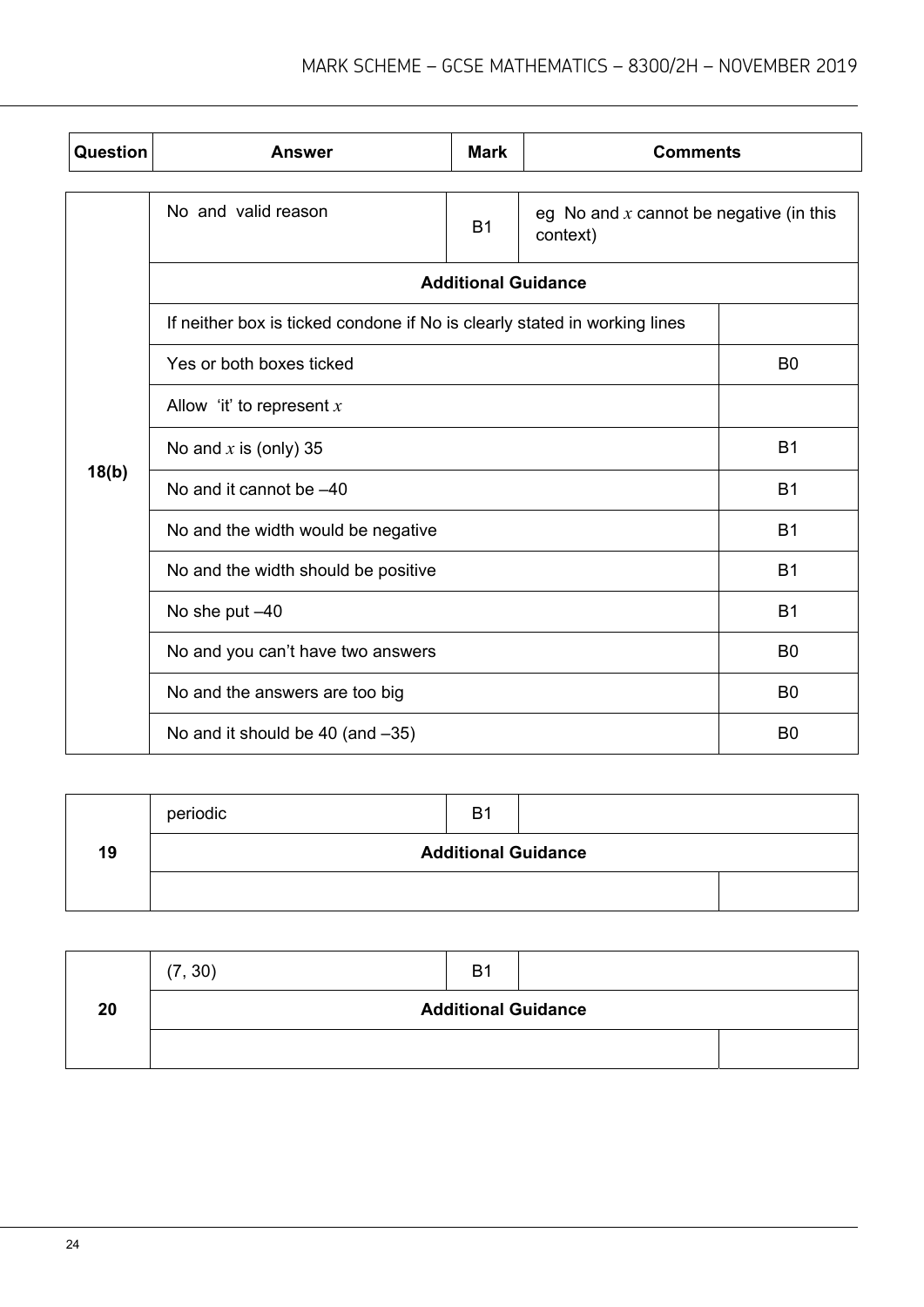| Question | Answer | Mark | Comments |
|---|---|---|---|
| 18(b) | No and valid reason | B1 | eg No and $x$ cannot be negative (in this context) |
| | **Additional Guidance** | | |
| | If neither box is ticked condone if No is clearly stated in working lines | | |
| | Yes or both boxes ticked | | B0 |
| | Allow 'it' to represent $x$ | | |
| | No and $x$ is (only) 35 | | B1 |
| | No and it cannot be –40 | | B1 |
| | No and the width would be negative | | B1 |
| | No and the width should be positive | | B1 |
| | No she put –40 | | B1 |
| | No and you can't have two answers | | B0 |
| | No and the answers are too big | | B0 |
| | No and it should be 40 (and –35) | | B0 |

| Question | Answer | Mark | Comments |
|---|---|---|---|
| 19 | periodic | B1 | |
| | **Additional Guidance** | | |
| | | | |

| Question | Answer | Mark | Comments |
|---|---|---|---|
| 20 | (7, 30) | B1 | |
| | **Additional Guidance** | | |
| | | | |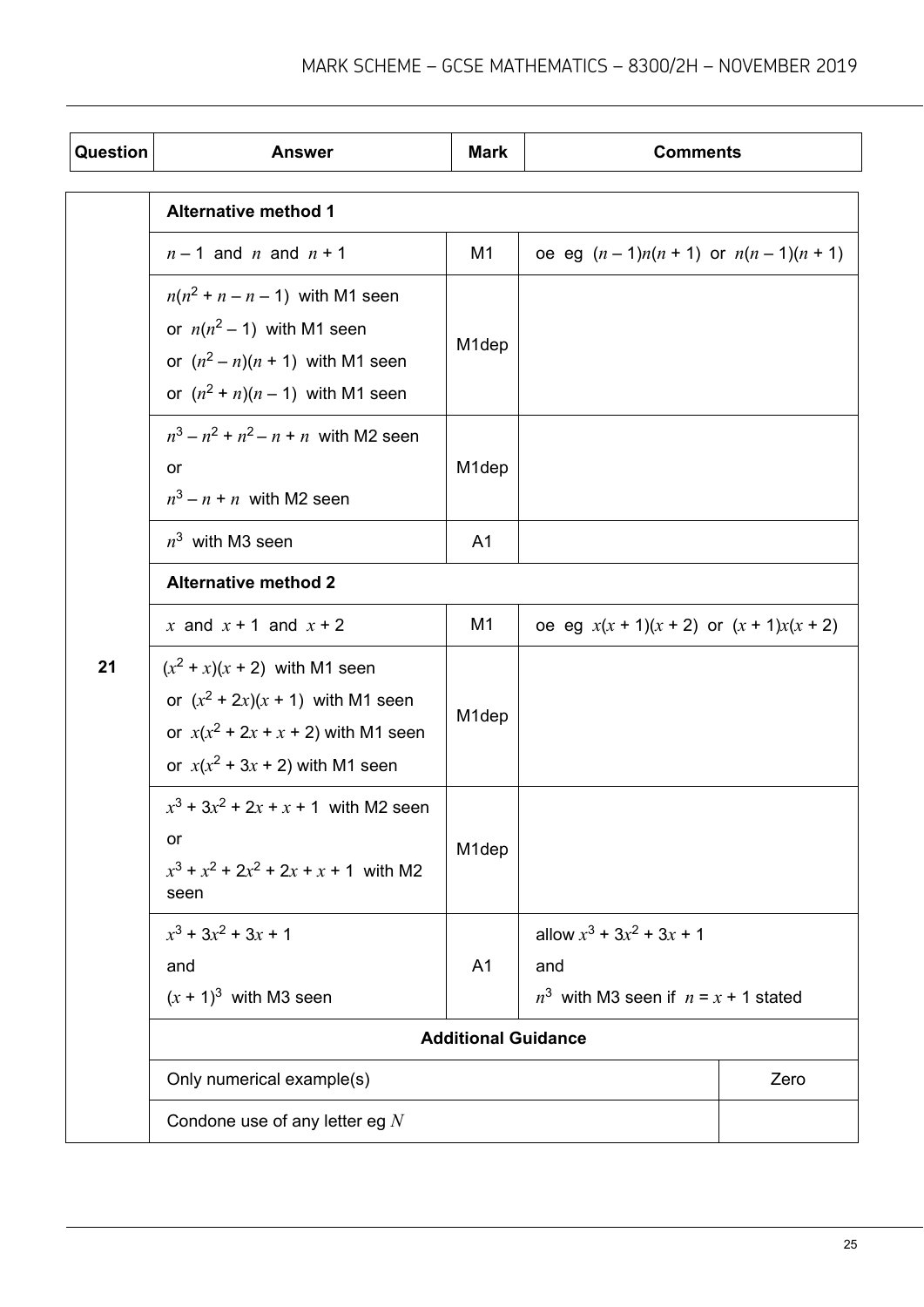| Question | Answer | Mark | Comments |
|---|---|---|---|
| 21 | **Alternative method 1** | | |
| | $n - 1$ and $n$ and $n + 1$ | M1 | oe eg $(n - 1)n(n + 1)$ or $n(n - 1)(n + 1)$ |
| | $n(n^2 + n - n - 1)$ with M1 seen<br>or $n(n^2 - 1)$ with M1 seen<br>or $(n^2 - n)(n + 1)$ with M1 seen<br>or $(n^2 + n)(n - 1)$ with M1 seen | M1dep | |
| | $n^3 - n^2 + n^2 - n + n$ with M2 seen<br>or<br>$n^3 - n + n$ with M2 seen | M1dep | |
| | $n^3$ with M3 seen | A1 | |
| | **Alternative method 2** | | |
| | $x$ and $x + 1$ and $x + 2$ | M1 | oe eg $x(x + 1)(x + 2)$ or $(x + 1)x(x + 2)$ |
| | $(x^2 + x)(x + 2)$ with M1 seen<br>or $(x^2 + 2x)(x + 1)$ with M1 seen<br>or $x(x^2 + 2x + x + 2)$ with M1 seen<br>or $x(x^2 + 3x + 2)$ with M1 seen | M1dep | |
| | $x^3 + 3x^2 + 2x + x + 1$ with M2 seen<br>or<br>$x^3 + x^2 + 2x^2 + 2x + x + 1$ with M2 seen | M1dep | |
| | $x^3 + 3x^2 + 3x + 1$<br>and<br>$(x + 1)^3$ with M3 seen | A1 | allow $x^3 + 3x^2 + 3x + 1$<br>and<br>$n^3$ with M3 seen if $n = x + 1$ stated |
| | **Additional Guidance** | | |
| | Only numerical example(s) | | Zero |
| | Condone use of any letter eg $N$ | | |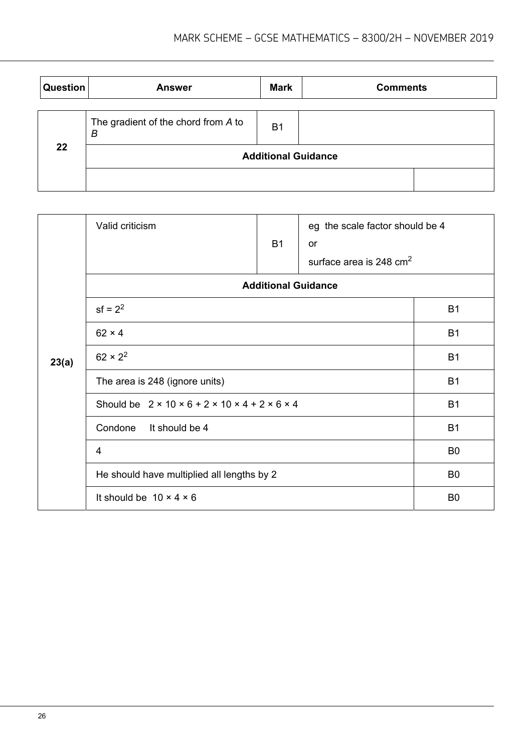| Question | Answer | Mark | Comments |
|---|---|---|---|
| 22 | The gradient of the chord from *A* to *B* | B1 | |
| | **Additional Guidance** | | |
| | | | |

| Question | Answer | Mark | Comments |
|---|---|---|---|
| 23(a) | Valid criticism | B1 | eg the scale factor should be 4 or surface area is 248 $cm^2$ |
| | **Additional Guidance** | | |
| | sf = $2^2$ | | B1 |
| | $62 \times 4$ | | B1 |
| | $62 \times 2^2$ | | B1 |
| | The area is 248 (ignore units) | | B1 |
| | Should be $2 \times 10 \times 6 + 2 \times 10 \times 4 + 2 \times 6 \times 4$ | | B1 |
| | Condone It should be 4 | | B1 |
| | 4 | | B0 |
| | He should have multiplied all lengths by 2 | | B0 |
| | It should be $10 \times 4 \times 6$ | | B0 |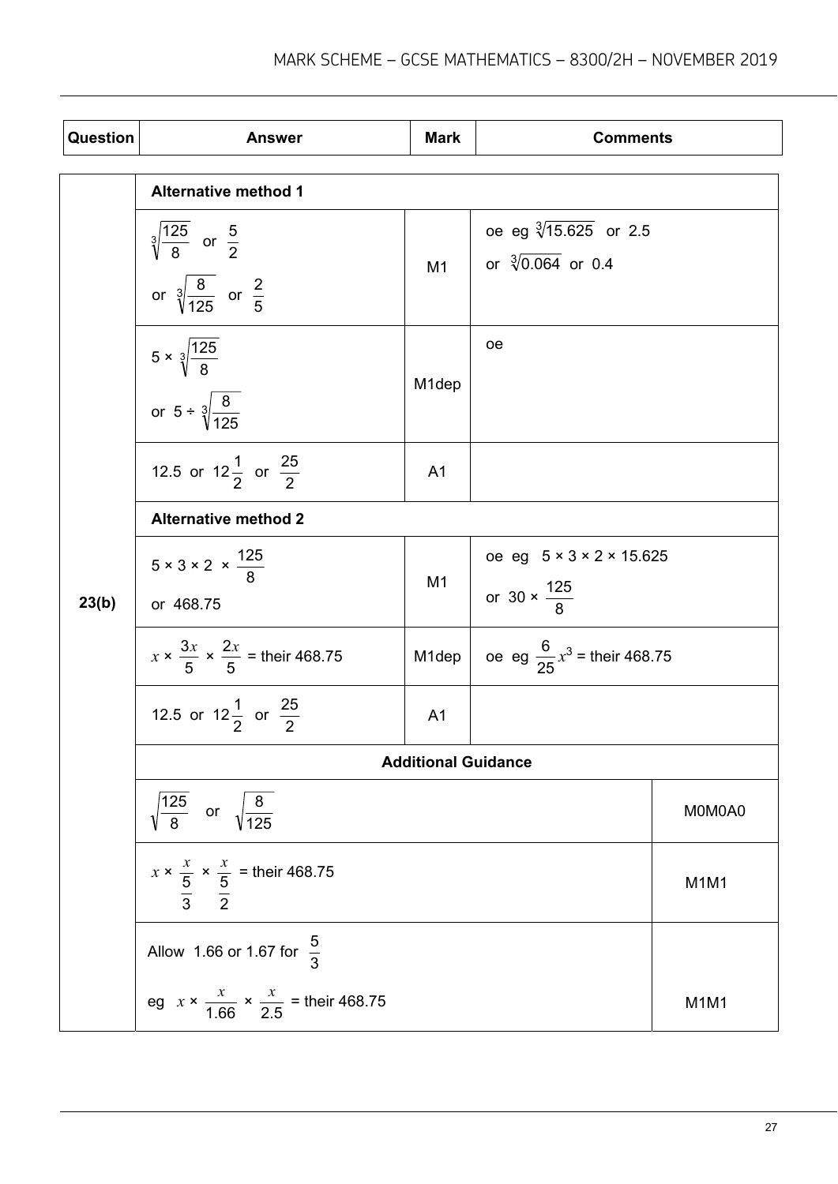| Question | Answer | Mark | Comments |
|---|---|---|---|
| 23(b) | **Alternative method 1** | | |
| | $\sqrt[3]{\frac{125}{8}}$ or $\frac{5}{2}$ <br> or $\sqrt[3]{\frac{8}{125}}$ or $\frac{2}{5}$ | M1 | oe eg $\sqrt[3]{15.625}$ or 2.5 <br> or $\sqrt[3]{0.064}$ or 0.4 |
| | $5 \times \sqrt[3]{\frac{125}{8}}$ <br> or $5 \div \sqrt[3]{\frac{8}{125}}$ | M1dep | oe |
| | 12.5 or $12\frac{1}{2}$ or $\frac{25}{2}$ | A1 | |
| | **Alternative method 2** | | |
| | $5 \times 3 \times 2 \times \frac{125}{8}$ <br> or 468.75 | M1 | oe eg $5 \times 3 \times 2 \times 15.625$ <br> or $30 \times \frac{125}{8}$ |
| | $x \times \frac{3x}{5} \times \frac{2x}{5}$ = their 468.75 | M1dep | oe eg $\frac{6}{25}x^3$ = their 468.75 |
| | 12.5 or $12\frac{1}{2}$ or $\frac{25}{2}$ | A1 | |
| | **Additional Guidance** | | |
| | $\sqrt{\frac{125}{8}}$ or $\sqrt{\frac{8}{125}}$ | | M0M0A0 |
| | $x \times \frac{x}{\frac{5}{3}} \times \frac{x}{\frac{5}{2}}$ = their 468.75 | | M1M1 |
| | Allow 1.66 or 1.67 for $\frac{5}{3}$ <br> eg $x \times \frac{x}{1.66} \times \frac{x}{2.5}$ = their 468.75 | | M1M1 |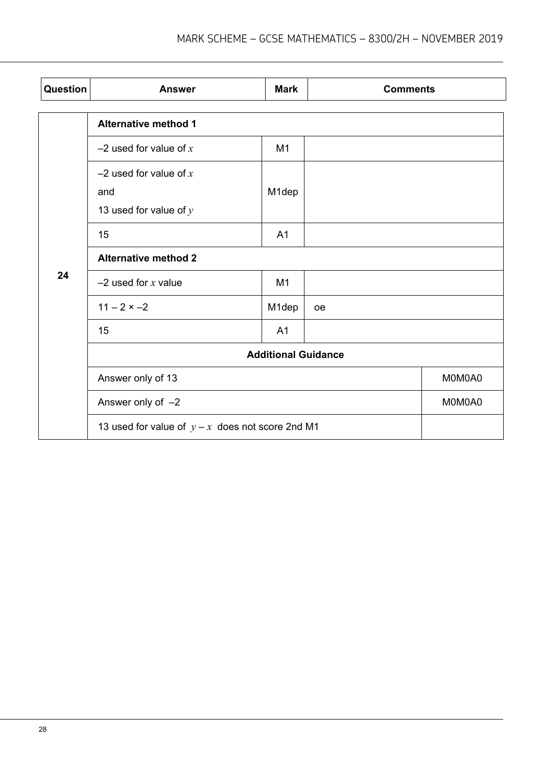| Question | Answer | Mark | Comments |
|---|---|---|---|
| 24 | **Alternative method 1** | | |
| | –2 used for value of $x$ | M1 | |
| | –2 used for value of $x$<br>and<br>13 used for value of $y$ | M1dep | |
| | 15 | A1 | |
| | **Alternative method 2** | | |
| | –2 used for $x$ value | M1 | |
| | $11 - 2 \times -2$ | M1dep | oe |
| | 15 | A1 | |
| | **Additional Guidance** | | |
| | Answer only of 13 | | M0M0A0 |
| | Answer only of –2 | | M0M0A0 |
| | 13 used for value of $y - x$ does not score 2nd M1 | | |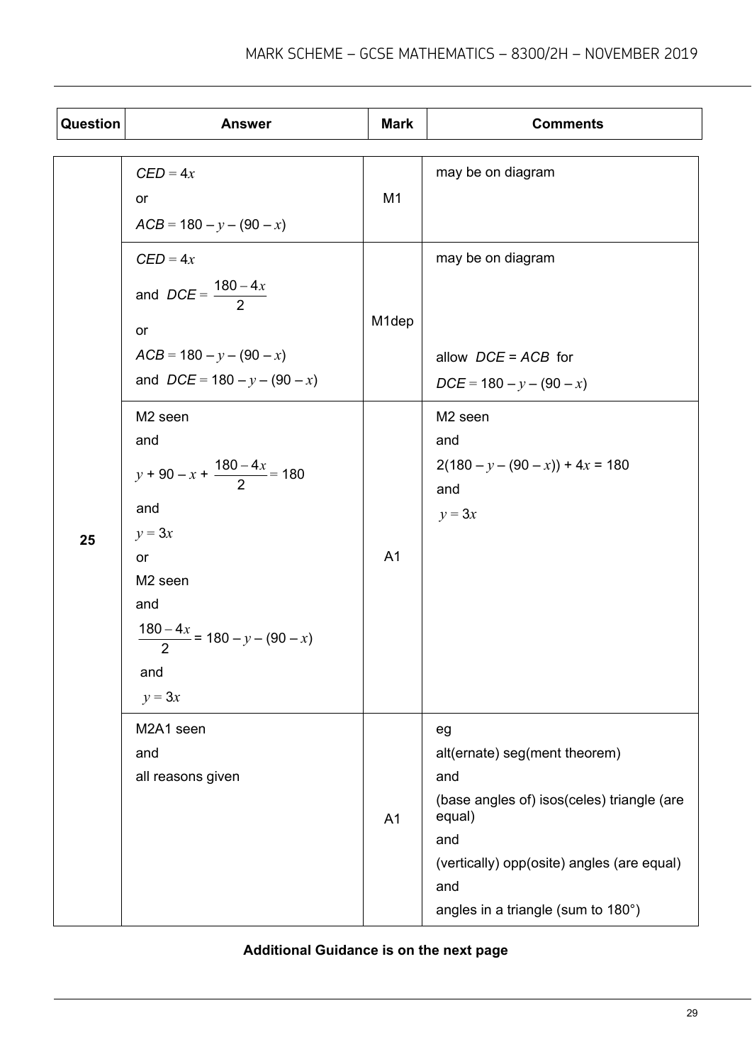| Question | Answer | Mark | Comments |
|---|---|---|---|
| 25 | $CED = 4x$<br>or<br>$ACB = 180 - y - (90 - x)$ | M1 | may be on diagram |
| | $CED = 4x$<br>and $DCE = \dfrac{180 - 4x}{2}$<br>or<br>$ACB = 180 - y - (90 - x)$<br>and $DCE = 180 - y - (90 - x)$ | M1dep | may be on diagram<br><br>allow $DCE = ACB$ for<br>$DCE = 180 - y - (90 - x)$ |
| | M2 seen<br>and<br>$y + 90 - x + \dfrac{180 - 4x}{2} = 180$<br>and<br>$y = 3x$<br>or<br>M2 seen<br>and<br>$\dfrac{180 - 4x}{2} = 180 - y - (90 - x)$<br>and<br>$y = 3x$ | A1 | M2 seen<br>and<br>$2(180 - y - (90 - x)) + 4x = 180$<br>and<br>$y = 3x$ |
| | M2A1 seen<br>and<br>all reasons given | A1 | eg<br>alt(ernate) seg(ment theorem)<br>and<br>(base angles of) isos(celes) triangle (are equal)<br>and<br>(vertically) opp(osite) angles (are equal)<br>and<br>angles in a triangle (sum to 180°) |

**Additional Guidance is on the next page**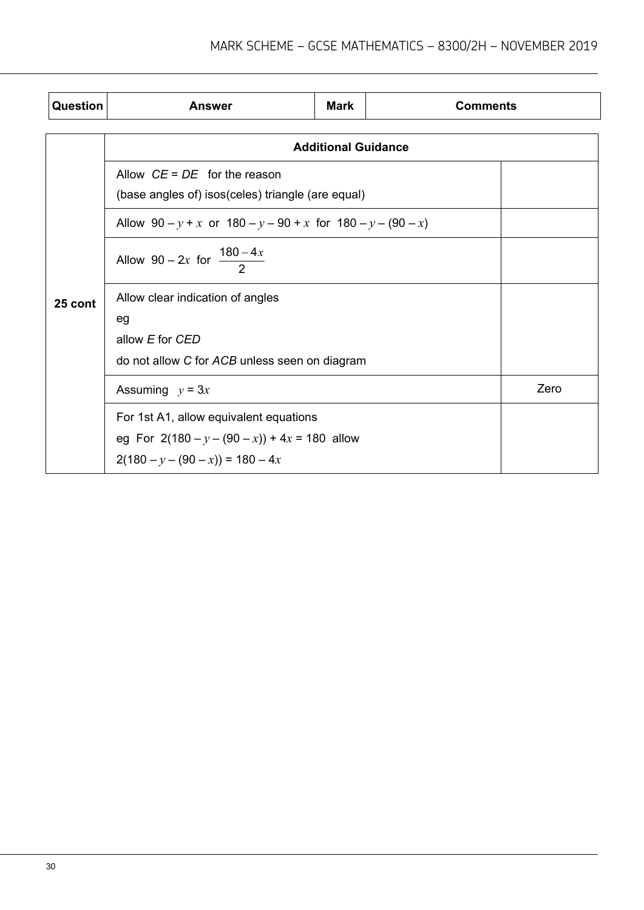| Question | Answer | Mark | Comments |
|---|---|---|---|

| Question | Additional Guidance | |
|---|---|---|
| 25 cont | Allow $CE = DE$ for the reason<br>(base angles of) isos(celes) triangle (are equal) | |
| | Allow $90 - y + x$ or $180 - y - 90 + x$ for $180 - y - (90 - x)$ | |
| | Allow $90 - 2x$ for $\frac{180 - 4x}{2}$ | |
| | Allow clear indication of angles<br>eg<br>allow *E* for *CED*<br>do not allow *C* for *ACB* unless seen on diagram | |
| | Assuming $y = 3x$ | Zero |
| | For 1st A1, allow equivalent equations<br>eg For $2(180 - y - (90 - x)) + 4x = 180$ allow<br>$2(180 - y - (90 - x)) = 180 - 4x$ | |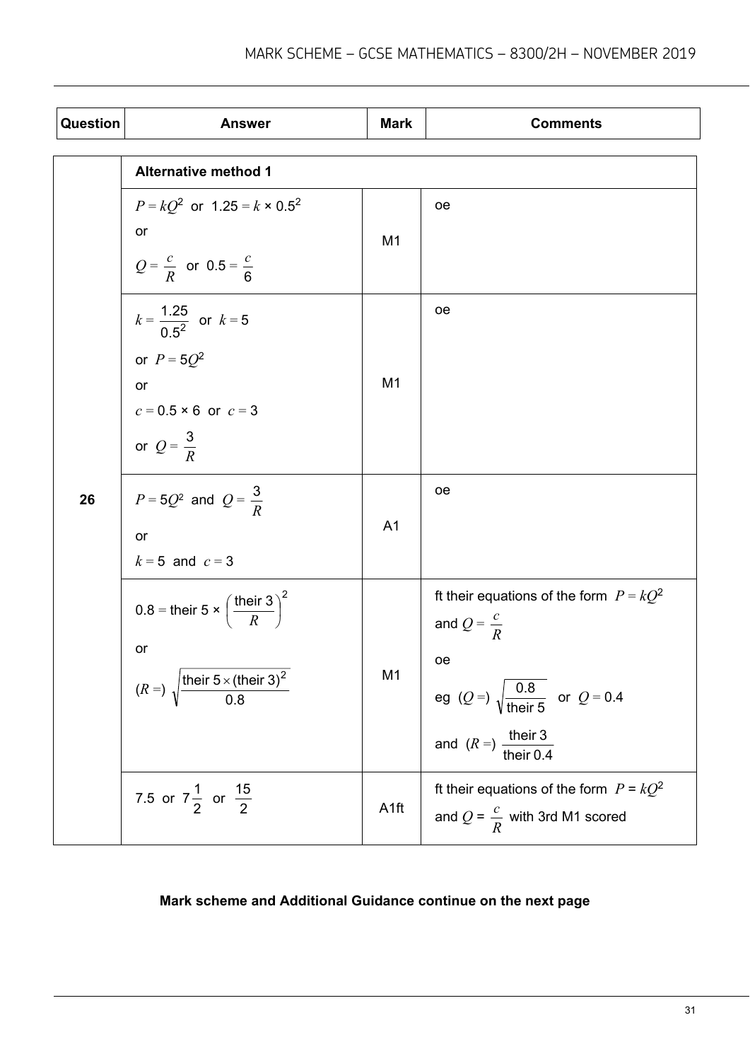| Question | Answer | Mark | Comments |
|---|---|---|---|
| | **Alternative method 1** | | |
| 26 | $P = kQ^2$ or $1.25 = k \times 0.5^2$<br>or<br>$Q = \frac{c}{R}$ or $0.5 = \frac{c}{6}$ | M1 | oe |
| | $k = \frac{1.25}{0.5^2}$ or $k = 5$<br>or $P = 5Q^2$<br>or<br>$c = 0.5 \times 6$ or $c = 3$<br>or $Q = \frac{3}{R}$ | M1 | oe |
| | $P = 5Q^2$ and $Q = \frac{3}{R}$<br>or<br>$k = 5$ and $c = 3$ | A1 | oe |
| | $0.8 = \text{their } 5 \times \left(\frac{\text{their } 3}{R}\right)^2$<br>or<br>$(R =) \sqrt{\frac{\text{their } 5 \times (\text{their } 3)^2}{0.8}}$ | M1 | ft their equations of the form $P = kQ^2$ and $Q = \frac{c}{R}$<br>oe<br>eg $(Q =) \sqrt{\frac{0.8}{\text{their } 5}}$ or $Q = 0.4$<br>and $(R =) \frac{\text{their } 3}{\text{their } 0.4}$ |
| | 7.5 or $7\frac{1}{2}$ or $\frac{15}{2}$ | A1ft | ft their equations of the form $P = kQ^2$ and $Q = \frac{c}{R}$ with 3rd M1 scored |

**Mark scheme and Additional Guidance continue on the next page**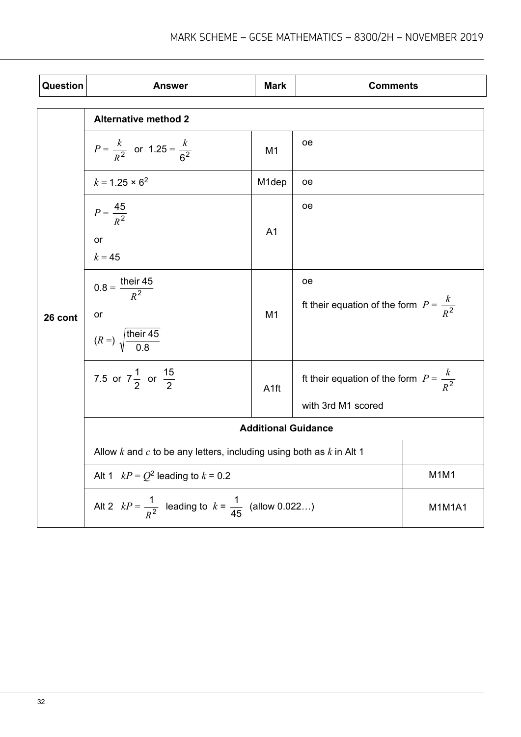| Question | Answer | Mark | Comments |
|---|---|---|---|
| 26 cont | **Alternative method 2** | | |
| | $P = \frac{k}{R^2}$ or $1.25 = \frac{k}{6^2}$ | M1 | oe |
| | $k = 1.25 \times 6^2$ | M1dep | oe |
| | $P = \frac{45}{R^2}$ or $k = 45$ | A1 | oe |
| | $0.8 = \frac{\text{their } 45}{R^2}$ or $(R =) \sqrt{\frac{\text{their } 45}{0.8}}$ | M1 | oe<br>ft their equation of the form $P = \frac{k}{R^2}$ |
| | 7.5 or $7\frac{1}{2}$ or $\frac{15}{2}$ | A1ft | ft their equation of the form $P = \frac{k}{R^2}$<br>with 3rd M1 scored |
| | **Additional Guidance** | | |
| | Allow $k$ and $c$ to be any letters, including using both as $k$ in Alt 1 | | |
| | Alt 1 $kP = Q^2$ leading to $k = 0.2$ | | M1M1 |
| | Alt 2 $kP = \frac{1}{R^2}$ leading to $k = \frac{1}{45}$ (allow 0.022…) | | M1M1A1 |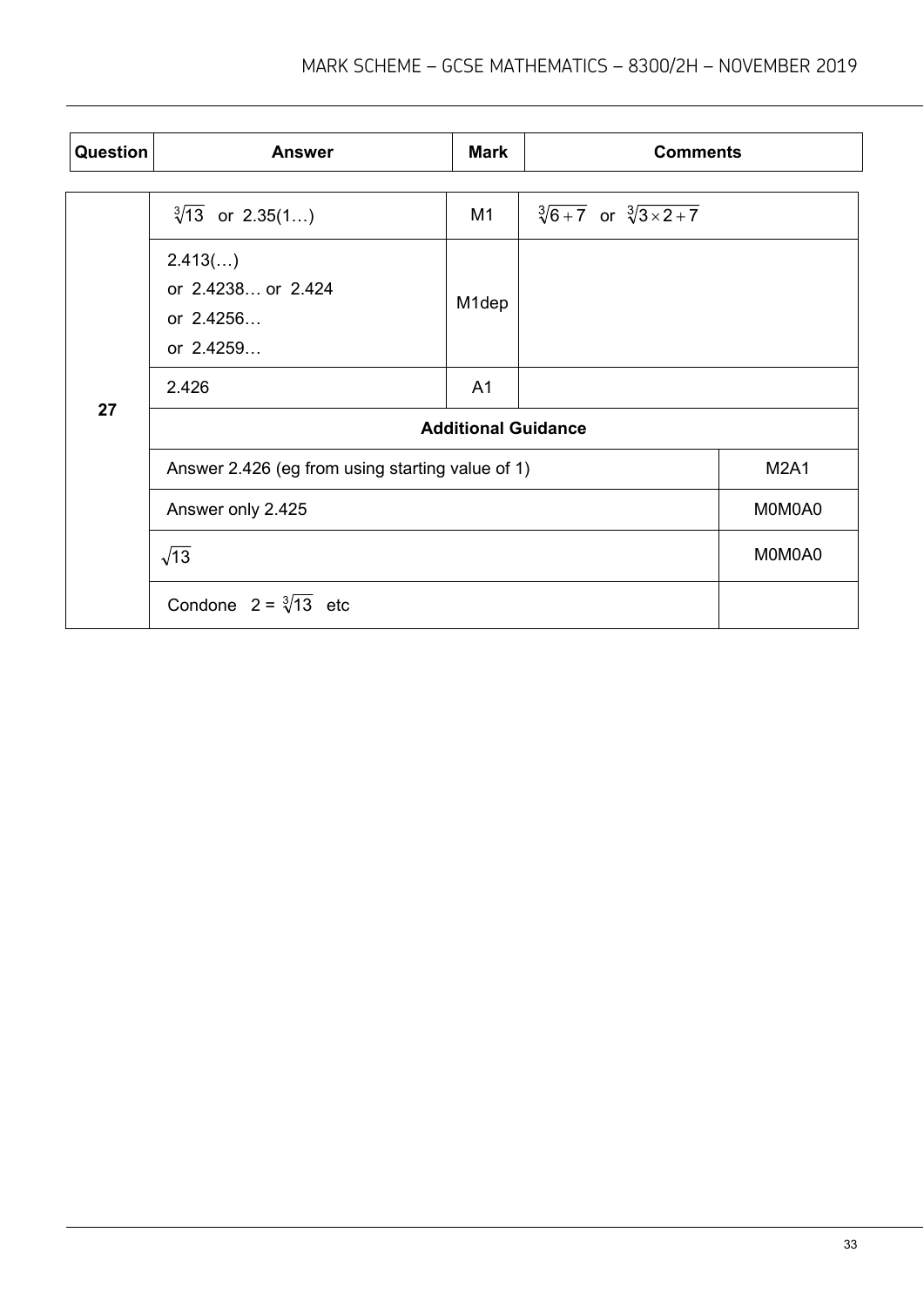| Question | Answer | Mark | Comments |
|---|---|---|---|
| 27 | $\sqrt[3]{13}$ or 2.35(1…) | M1 | $\sqrt[3]{6+7}$ or $\sqrt[3]{3 \times 2 + 7}$ |
| | 2.413(…)<br>or 2.4238… or 2.424<br>or 2.4256…<br>or 2.4259… | M1dep | |
| | 2.426 | A1 | |
| | **Additional Guidance** | | |
| | Answer 2.426 (eg from using starting value of 1) | | M2A1 |
| | Answer only 2.425 | | M0M0A0 |
| | $\sqrt{13}$ | | M0M0A0 |
| | Condone $2 = \sqrt[3]{13}$ etc | | |